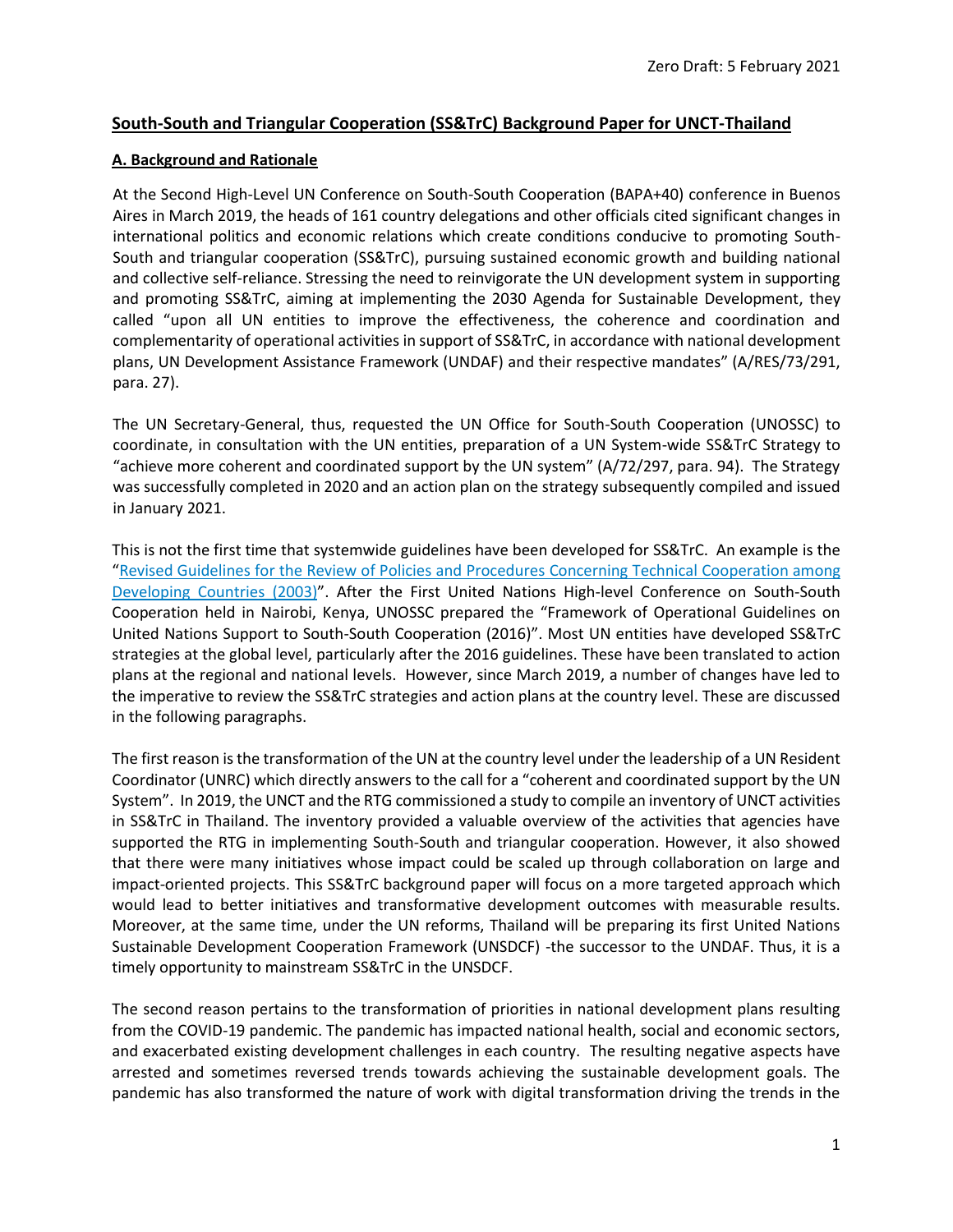Zero Draft: 5 February 2021

# South-South and Triangular Cooperation (SS&TrC) Background Paper for UNCT-Thailand

## A. Background and Rationale

At the Second High-Level UN Conference on South-South Cooperation (BAPA+40) conference in Buenos Aires in March 2019, the heads of 161 country delegations and other officials cited significant changes in international politics and economic relations which create conditions conducive to promoting South-South and triangular cooperation (SS&TrC), pursuing sustained economic growth and building national and collective self-reliance. Stressing the need to reinvigorate the UN development system in supporting and promoting SS&TrC, aiming at implementing the 2030 Agenda for Sustainable Development, they called "upon all UN entities to improve the effectiveness, the coherence and coordination and complementarity of operational activities in support of SS&TrC, in accordance with national development plans, UN Development Assistance Framework (UNDAF) and their respective mandates" (A/RES/73/291, para. 27).

The UN Secretary-General, thus, requested the UN Office for South-South Cooperation (UNOSSC) to coordinate, in consultation with the UN entities, preparation of a UN System-wide SS&TrC Strategy to "achieve more coherent and coordinated support by the UN system" (A/72/297, para. 94). The Strategy was successfully completed in 2020 and an action plan on the strategy subsequently compiled and issued in January 2021.

This is not the first time that systemwide guidelines have been developed for SS&TrC. An example is the "Revised Guidelines for the Review of Policies and Procedures Concerning Technical Cooperation among Developing Countries (2003)". After the First United Nations High-level Conference on South-South Cooperation held in Nairobi, Kenya, UNOSSC prepared the "Framework of Operational Guidelines on United Nations Support to South-South Cooperation (2016)". Most UN entities have developed SS&TrC strategies at the global level, particularly after the 2016 guidelines. These have been translated to action plans at the regional and national levels. However, since March 2019, a number of changes have led to the imperative to review the SS&TrC strategies and action plans at the country level. These are discussed in the following paragraphs.

The first reason is the transformation of the UN at the country level under the leadership of a UN Resident Coordinator (UNRC) which directly answers to the call for a "coherent and coordinated support by the UN System". In 2019, the UNCT and the RTG commissioned a study to compile an inventory of UNCT activities in SS&TrC in Thailand. The inventory provided a valuable overview of the activities that agencies have supported the RTG in implementing South-South and triangular cooperation. However, it also showed that there were many initiatives whose impact could be scaled up through collaboration on large and impact-oriented projects. This SS&TrC background paper will focus on a more targeted approach which would lead to better initiatives and transformative development outcomes with measurable results. Moreover, at the same time, under the UN reforms, Thailand will be preparing its first United Nations Sustainable Development Cooperation Framework (UNSDCF) -the successor to the UNDAF. Thus, it is a timely opportunity to mainstream SS&TrC in the UNSDCF.

The second reason pertains to the transformation of priorities in national development plans resulting from the COVID-19 pandemic. The pandemic has impacted national health, social and economic sectors, and exacerbated existing development challenges in each country. The resulting negative aspects have arrested and sometimes reversed trends towards achieving the sustainable development goals. The pandemic has also transformed the nature of work with digital transformation driving the trends in the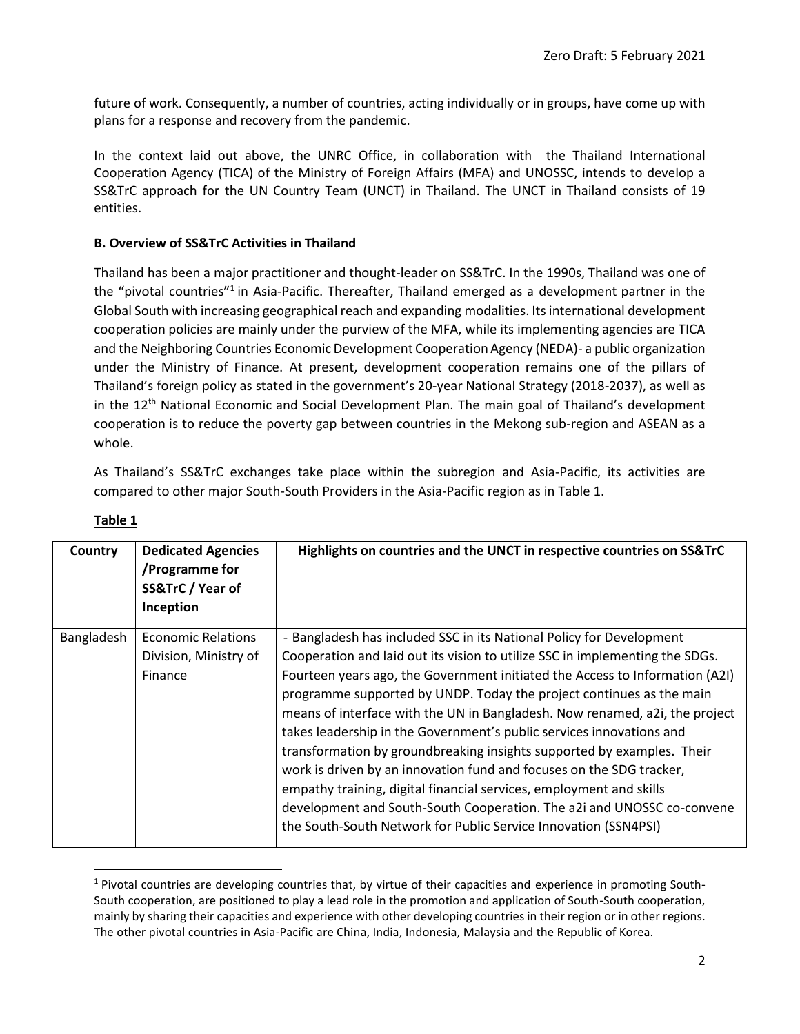future of work. Consequently, a number of countries, acting individually or in groups, have come up with plans for a response and recovery from the pandemic.

In the context laid out above, the UNRC Office, in collaboration with the Thailand International Cooperation Agency (TICA) of the Ministry of Foreign Affairs (MFA) and UNOSSC, intends to develop a SS&TrC approach for the UN Country Team (UNCT) in Thailand. The UNCT in Thailand consists of 19 entities.

## B. Overview of SS&TrC Activities in Thailand

Thailand has been a major practitioner and thought-leader on SS&TrC. In the 1990s, Thailand was one of the "pivotal countries"[1] in Asia-Pacific. Thereafter, Thailand emerged as a development partner in the Global South with increasing geographical reach and expanding modalities. Its international development cooperation policies are mainly under the purview of the MFA, while its implementing agencies are TICA and the Neighboring Countries Economic Development Cooperation Agency (NEDA)- a public organization under the Ministry of Finance. At present, development cooperation remains one of the pillars of Thailand's foreign policy as stated in the government's 20-year National Strategy (2018-2037), as well as in the 12th National Economic and Social Development Plan. The main goal of Thailand's development cooperation is to reduce the poverty gap between countries in the Mekong sub-region and ASEAN as a whole.

As Thailand's SS&TrC exchanges take place within the subregion and Asia-Pacific, its activities are compared to other major South-South Providers in the Asia-Pacific region as in Table 1.

**Table 1**

| Country | Dedicated Agencies /Programme for SS&TrC / Year of Inception | Highlights on countries and the UNCT in respective countries on SS&TrC |
|---|---|---|
| Bangladesh | Economic Relations Division, Ministry of Finance | - Bangladesh has included SSC in its National Policy for Development Cooperation and laid out its vision to utilize SSC in implementing the SDGs. Fourteen years ago, the Government initiated the Access to Information (A2I) programme supported by UNDP. Today the project continues as the main means of interface with the UN in Bangladesh. Now renamed, a2i, the project takes leadership in the Government's public services innovations and transformation by groundbreaking insights supported by examples. Their work is driven by an innovation fund and focuses on the SDG tracker, empathy training, digital financial services, employment and skills development and South-South Cooperation. The a2i and UNOSSC co-convene the South-South Network for Public Service Innovation (SSN4PSI) |

[1] Pivotal countries are developing countries that, by virtue of their capacities and experience in promoting South-South cooperation, are positioned to play a lead role in the promotion and application of South-South cooperation, mainly by sharing their capacities and experience with other developing countries in their region or in other regions. The other pivotal countries in Asia-Pacific are China, India, Indonesia, Malaysia and the Republic of Korea.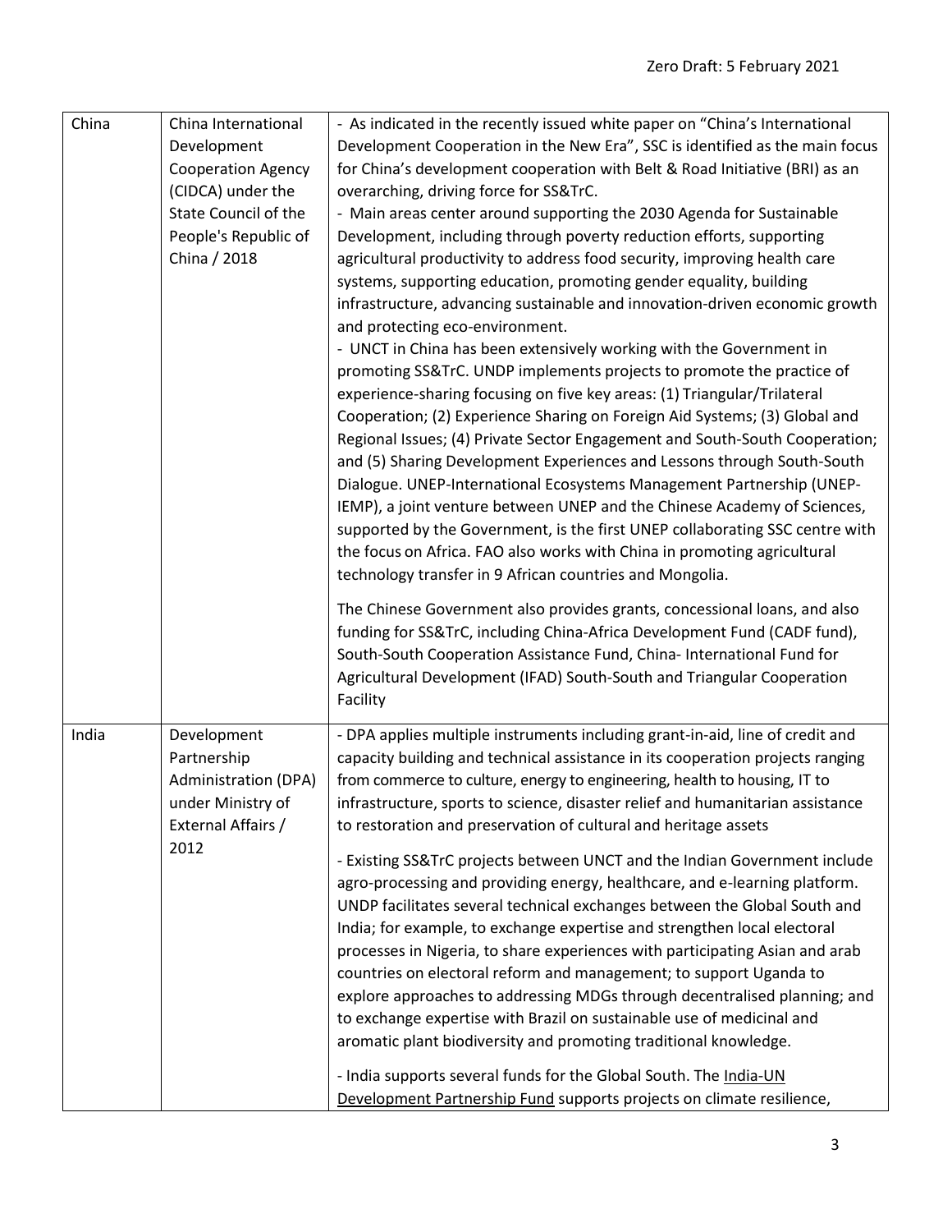| China | China International Development Cooperation Agency (CIDCA) under the State Council of the People's Republic of China / 2018 | - As indicated in the recently issued white paper on "China's International Development Cooperation in the New Era", SSC is identified as the main focus for China's development cooperation with Belt & Road Initiative (BRI) as an overarching, driving force for SS&TrC.<br>- Main areas center around supporting the 2030 Agenda for Sustainable Development, including through poverty reduction efforts, supporting agricultural productivity to address food security, improving health care systems, supporting education, promoting gender equality, building infrastructure, advancing sustainable and innovation-driven economic growth and protecting eco-environment.<br>- UNCT in China has been extensively working with the Government in promoting SS&TrC. UNDP implements projects to promote the practice of experience-sharing focusing on five key areas: (1) Triangular/Trilateral Cooperation; (2) Experience Sharing on Foreign Aid Systems; (3) Global and Regional Issues; (4) Private Sector Engagement and South-South Cooperation; and (5) Sharing Development Experiences and Lessons through South-South Dialogue. UNEP-International Ecosystems Management Partnership (UNEP-IEMP), a joint venture between UNEP and the Chinese Academy of Sciences, supported by the Government, is the first UNEP collaborating SSC centre with the focus on Africa. FAO also works with China in promoting agricultural technology transfer in 9 African countries and Mongolia.<br><br>The Chinese Government also provides grants, concessional loans, and also funding for SS&TrC, including China-Africa Development Fund (CADF fund), South-South Cooperation Assistance Fund, China- International Fund for Agricultural Development (IFAD) South-South and Triangular Cooperation Facility |
|---|---|---|
| India | Development Partnership Administration (DPA) under Ministry of External Affairs / 2012 | - DPA applies multiple instruments including grant-in-aid, line of credit and capacity building and technical assistance in its cooperation projects ranging from commerce to culture, energy to engineering, health to housing, IT to infrastructure, sports to science, disaster relief and humanitarian assistance to restoration and preservation of cultural and heritage assets<br><br>- Existing SS&TrC projects between UNCT and the Indian Government include agro-processing and providing energy, healthcare, and e-learning platform. UNDP facilitates several technical exchanges between the Global South and India; for example, to exchange expertise and strengthen local electoral processes in Nigeria, to share experiences with participating Asian and arab countries on electoral reform and management; to support Uganda to explore approaches to addressing MDGs through decentralised planning; and to exchange expertise with Brazil on sustainable use of medicinal and aromatic plant biodiversity and promoting traditional knowledge.<br><br>- India supports several funds for the Global South. The India-UN Development Partnership Fund supports projects on climate resilience, |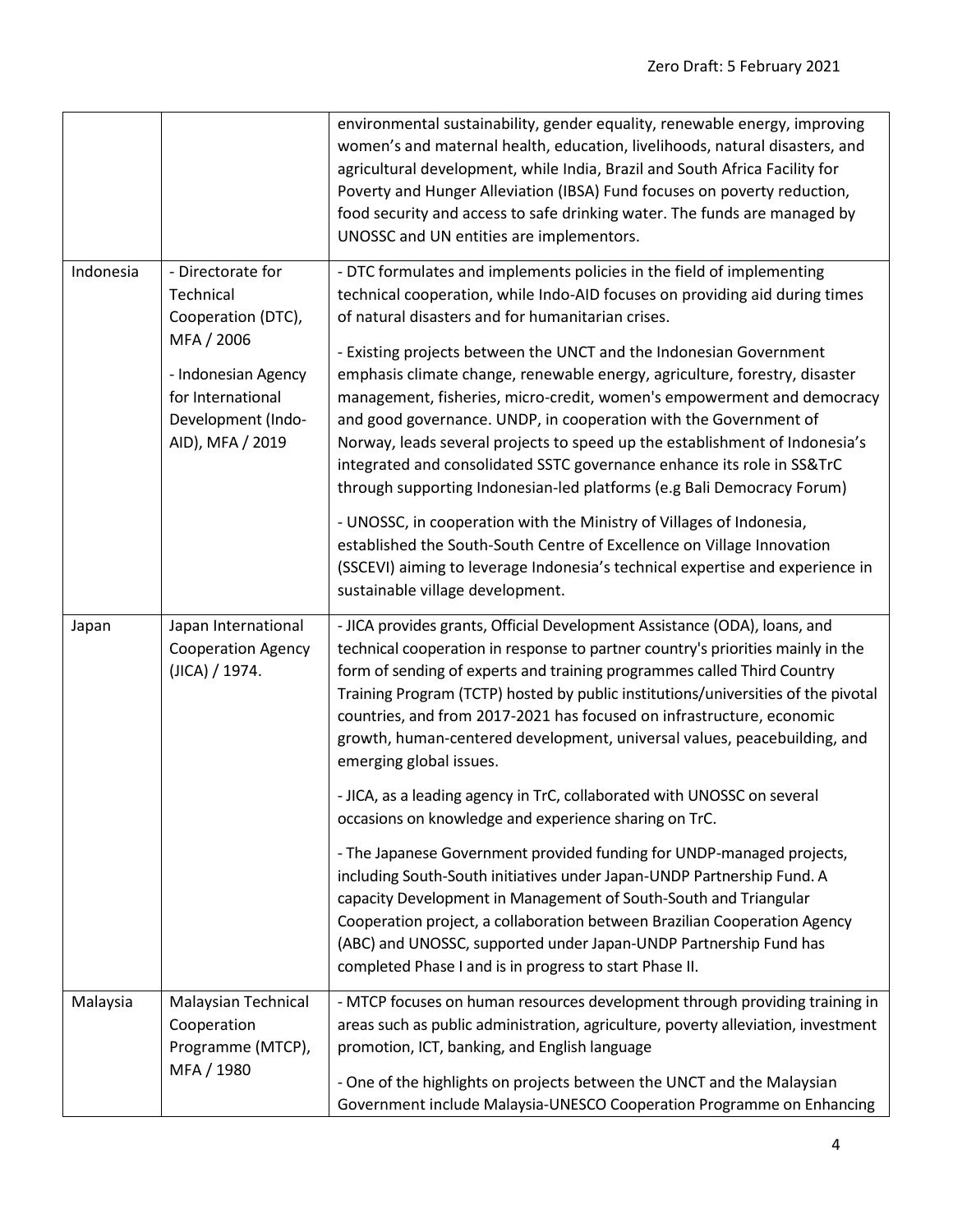| | | |
|---|---|---|
| | | environmental sustainability, gender equality, renewable energy, improving women's and maternal health, education, livelihoods, natural disasters, and agricultural development, while India, Brazil and South Africa Facility for Poverty and Hunger Alleviation (IBSA) Fund focuses on poverty reduction, food security and access to safe drinking water. The funds are managed by UNOSSC and UN entities are implementors. |
| Indonesia | - Directorate for Technical Cooperation (DTC), MFA / 2006<br><br>- Indonesian Agency for International Development (Indo-AID), MFA / 2019 | - DTC formulates and implements policies in the field of implementing technical cooperation, while Indo-AID focuses on providing aid during times of natural disasters and for humanitarian crises.<br><br>- Existing projects between the UNCT and the Indonesian Government emphasis climate change, renewable energy, agriculture, forestry, disaster management, fisheries, micro-credit, women's empowerment and democracy and good governance. UNDP, in cooperation with the Government of Norway, leads several projects to speed up the establishment of Indonesia's integrated and consolidated SSTC governance enhance its role in SS&TrC through supporting Indonesian-led platforms (e.g Bali Democracy Forum)<br><br>- UNOSSC, in cooperation with the Ministry of Villages of Indonesia, established the South-South Centre of Excellence on Village Innovation (SSCEVI) aiming to leverage Indonesia's technical expertise and experience in sustainable village development. |
| Japan | Japan International Cooperation Agency (JICA) / 1974. | - JICA provides grants, Official Development Assistance (ODA), loans, and technical cooperation in response to partner country's priorities mainly in the form of sending of experts and training programmes called Third Country Training Program (TCTP) hosted by public institutions/universities of the pivotal countries, and from 2017-2021 has focused on infrastructure, economic growth, human-centered development, universal values, peacebuilding, and emerging global issues.<br><br>- JICA, as a leading agency in TrC, collaborated with UNOSSC on several occasions on knowledge and experience sharing on TrC.<br><br>- The Japanese Government provided funding for UNDP-managed projects, including South-South initiatives under Japan-UNDP Partnership Fund. A capacity Development in Management of South-South and Triangular Cooperation project, a collaboration between Brazilian Cooperation Agency (ABC) and UNOSSC, supported under Japan-UNDP Partnership Fund has completed Phase I and is in progress to start Phase II. |
| Malaysia | Malaysian Technical Cooperation Programme (MTCP), MFA / 1980 | - MTCP focuses on human resources development through providing training in areas such as public administration, agriculture, poverty alleviation, investment promotion, ICT, banking, and English language<br><br>- One of the highlights on projects between the UNCT and the Malaysian Government include Malaysia-UNESCO Cooperation Programme on Enhancing |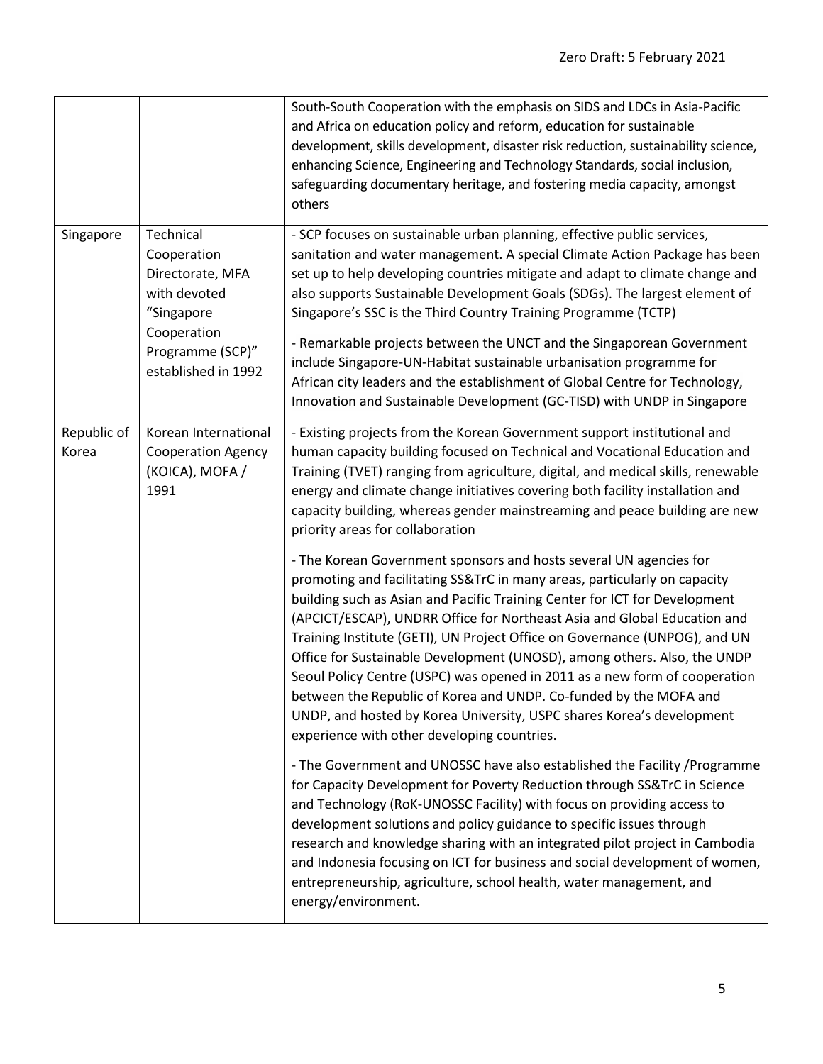| | | |
|---|---|---|
| | | South-South Cooperation with the emphasis on SIDS and LDCs in Asia-Pacific and Africa on education policy and reform, education for sustainable development, skills development, disaster risk reduction, sustainability science, enhancing Science, Engineering and Technology Standards, social inclusion, safeguarding documentary heritage, and fostering media capacity, amongst others |
| Singapore | Technical Cooperation Directorate, MFA with devoted "Singapore Cooperation Programme (SCP)" established in 1992 | - SCP focuses on sustainable urban planning, effective public services, sanitation and water management. A special Climate Action Package has been set up to help developing countries mitigate and adapt to climate change and also supports Sustainable Development Goals (SDGs). The largest element of Singapore's SSC is the Third Country Training Programme (TCTP)<br><br>- Remarkable projects between the UNCT and the Singaporean Government include Singapore-UN-Habitat sustainable urbanisation programme for African city leaders and the establishment of Global Centre for Technology, Innovation and Sustainable Development (GC-TISD) with UNDP in Singapore |
| Republic of Korea | Korean International Cooperation Agency (KOICA), MOFA / 1991 | - Existing projects from the Korean Government support institutional and human capacity building focused on Technical and Vocational Education and Training (TVET) ranging from agriculture, digital, and medical skills, renewable energy and climate change initiatives covering both facility installation and capacity building, whereas gender mainstreaming and peace building are new priority areas for collaboration<br><br>- The Korean Government sponsors and hosts several UN agencies for promoting and facilitating SS&TrC in many areas, particularly on capacity building such as Asian and Pacific Training Center for ICT for Development (APCICT/ESCAP), UNDRR Office for Northeast Asia and Global Education and Training Institute (GETI), UN Project Office on Governance (UNPOG), and UN Office for Sustainable Development (UNOSD), among others. Also, the UNDP Seoul Policy Centre (USPC) was opened in 2011 as a new form of cooperation between the Republic of Korea and UNDP. Co-funded by the MOFA and UNDP, and hosted by Korea University, USPC shares Korea's development experience with other developing countries.<br><br>- The Government and UNOSSC have also established the Facility /Programme for Capacity Development for Poverty Reduction through SS&TrC in Science and Technology (RoK-UNOSSC Facility) with focus on providing access to development solutions and policy guidance to specific issues through research and knowledge sharing with an integrated pilot project in Cambodia and Indonesia focusing on ICT for business and social development of women, entrepreneurship, agriculture, school health, water management, and energy/environment. |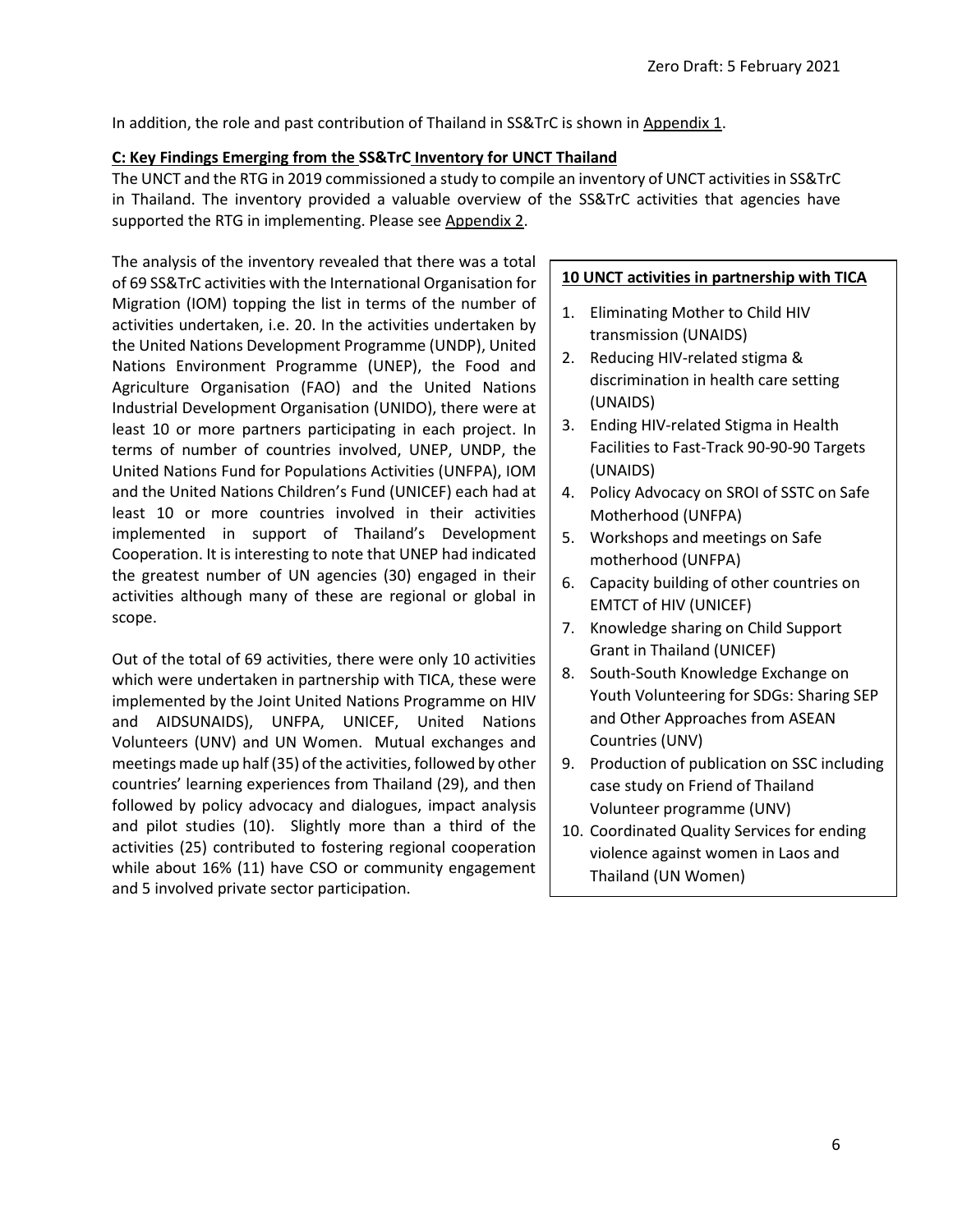In addition, the role and past contribution of Thailand in SS&TrC is shown in Appendix 1.

**C: Key Findings Emerging from the SS&TrC Inventory for UNCT Thailand**

The UNCT and the RTG in 2019 commissioned a study to compile an inventory of UNCT activities in SS&TrC in Thailand. The inventory provided a valuable overview of the SS&TrC activities that agencies have supported the RTG in implementing. Please see Appendix 2.

The analysis of the inventory revealed that there was a total of 69 SS&TrC activities with the International Organisation for Migration (IOM) topping the list in terms of the number of activities undertaken, i.e. 20. In the activities undertaken by the United Nations Development Programme (UNDP), United Nations Environment Programme (UNEP), the Food and Agriculture Organisation (FAO) and the United Nations Industrial Development Organisation (UNIDO), there were at least 10 or more partners participating in each project. In terms of number of countries involved, UNEP, UNDP, the United Nations Fund for Populations Activities (UNFPA), IOM and the United Nations Children's Fund (UNICEF) each had at least 10 or more countries involved in their activities implemented in support of Thailand's Development Cooperation. It is interesting to note that UNEP had indicated the greatest number of UN agencies (30) engaged in their activities although many of these are regional or global in scope.

Out of the total of 69 activities, there were only 10 activities which were undertaken in partnership with TICA, these were implemented by the Joint United Nations Programme on HIV and AIDSUNAIDS), UNFPA, UNICEF, United Nations Volunteers (UNV) and UN Women. Mutual exchanges and meetings made up half (35) of the activities, followed by other countries' learning experiences from Thailand (29), and then followed by policy advocacy and dialogues, impact analysis and pilot studies (10). Slightly more than a third of the activities (25) contributed to fostering regional cooperation while about 16% (11) have CSO or community engagement and 5 involved private sector participation.

**10 UNCT activities in partnership with TICA**

1. Eliminating Mother to Child HIV transmission (UNAIDS)
2. Reducing HIV-related stigma & discrimination in health care setting (UNAIDS)
3. Ending HIV-related Stigma in Health Facilities to Fast-Track 90-90-90 Targets (UNAIDS)
4. Policy Advocacy on SROI of SSTC on Safe Motherhood (UNFPA)
5. Workshops and meetings on Safe motherhood (UNFPA)
6. Capacity building of other countries on EMTCT of HIV (UNICEF)
7. Knowledge sharing on Child Support Grant in Thailand (UNICEF)
8. South-South Knowledge Exchange on Youth Volunteering for SDGs: Sharing SEP and Other Approaches from ASEAN Countries (UNV)
9. Production of publication on SSC including case study on Friend of Thailand Volunteer programme (UNV)
10. Coordinated Quality Services for ending violence against women in Laos and Thailand (UN Women)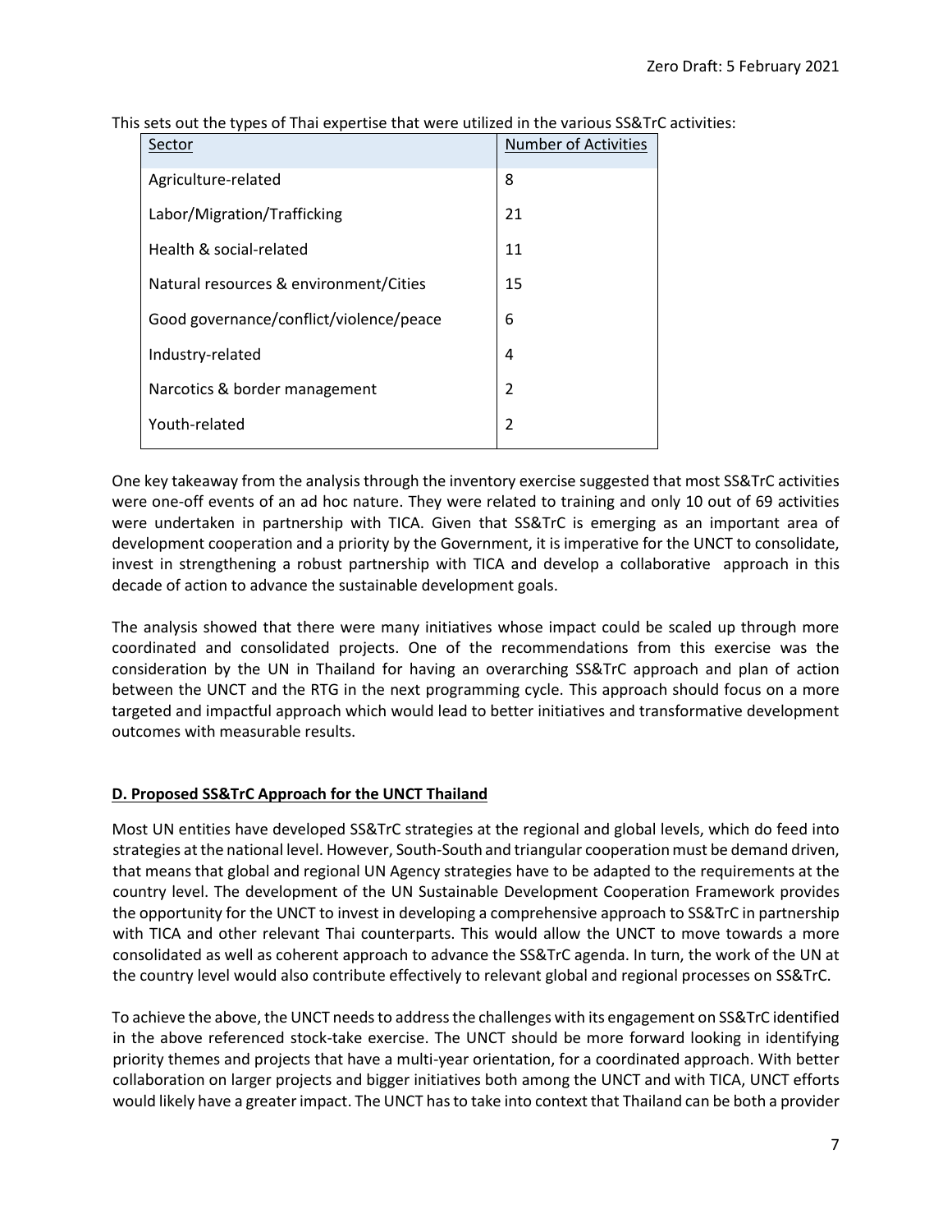This sets out the types of Thai expertise that were utilized in the various SS&TrC activities:

| Sector | Number of Activities |
| --- | --- |
| Agriculture-related | 8 |
| Labor/Migration/Trafficking | 21 |
| Health & social-related | 11 |
| Natural resources & environment/Cities | 15 |
| Good governance/conflict/violence/peace | 6 |
| Industry-related | 4 |
| Narcotics & border management | 2 |
| Youth-related | 2 |

One key takeaway from the analysis through the inventory exercise suggested that most SS&TrC activities were one-off events of an ad hoc nature. They were related to training and only 10 out of 69 activities were undertaken in partnership with TICA. Given that SS&TrC is emerging as an important area of development cooperation and a priority by the Government, it is imperative for the UNCT to consolidate, invest in strengthening a robust partnership with TICA and develop a collaborative approach in this decade of action to advance the sustainable development goals.

The analysis showed that there were many initiatives whose impact could be scaled up through more coordinated and consolidated projects. One of the recommendations from this exercise was the consideration by the UN in Thailand for having an overarching SS&TrC approach and plan of action between the UNCT and the RTG in the next programming cycle. This approach should focus on a more targeted and impactful approach which would lead to better initiatives and transformative development outcomes with measurable results.

## D. Proposed SS&TrC Approach for the UNCT Thailand

Most UN entities have developed SS&TrC strategies at the regional and global levels, which do feed into strategies at the national level. However, South-South and triangular cooperation must be demand driven, that means that global and regional UN Agency strategies have to be adapted to the requirements at the country level. The development of the UN Sustainable Development Cooperation Framework provides the opportunity for the UNCT to invest in developing a comprehensive approach to SS&TrC in partnership with TICA and other relevant Thai counterparts. This would allow the UNCT to move towards a more consolidated as well as coherent approach to advance the SS&TrC agenda. In turn, the work of the UN at the country level would also contribute effectively to relevant global and regional processes on SS&TrC.

To achieve the above, the UNCT needs to address the challenges with its engagement on SS&TrC identified in the above referenced stock-take exercise. The UNCT should be more forward looking in identifying priority themes and projects that have a multi-year orientation, for a coordinated approach. With better collaboration on larger projects and bigger initiatives both among the UNCT and with TICA, UNCT efforts would likely have a greater impact. The UNCT has to take into context that Thailand can be both a provider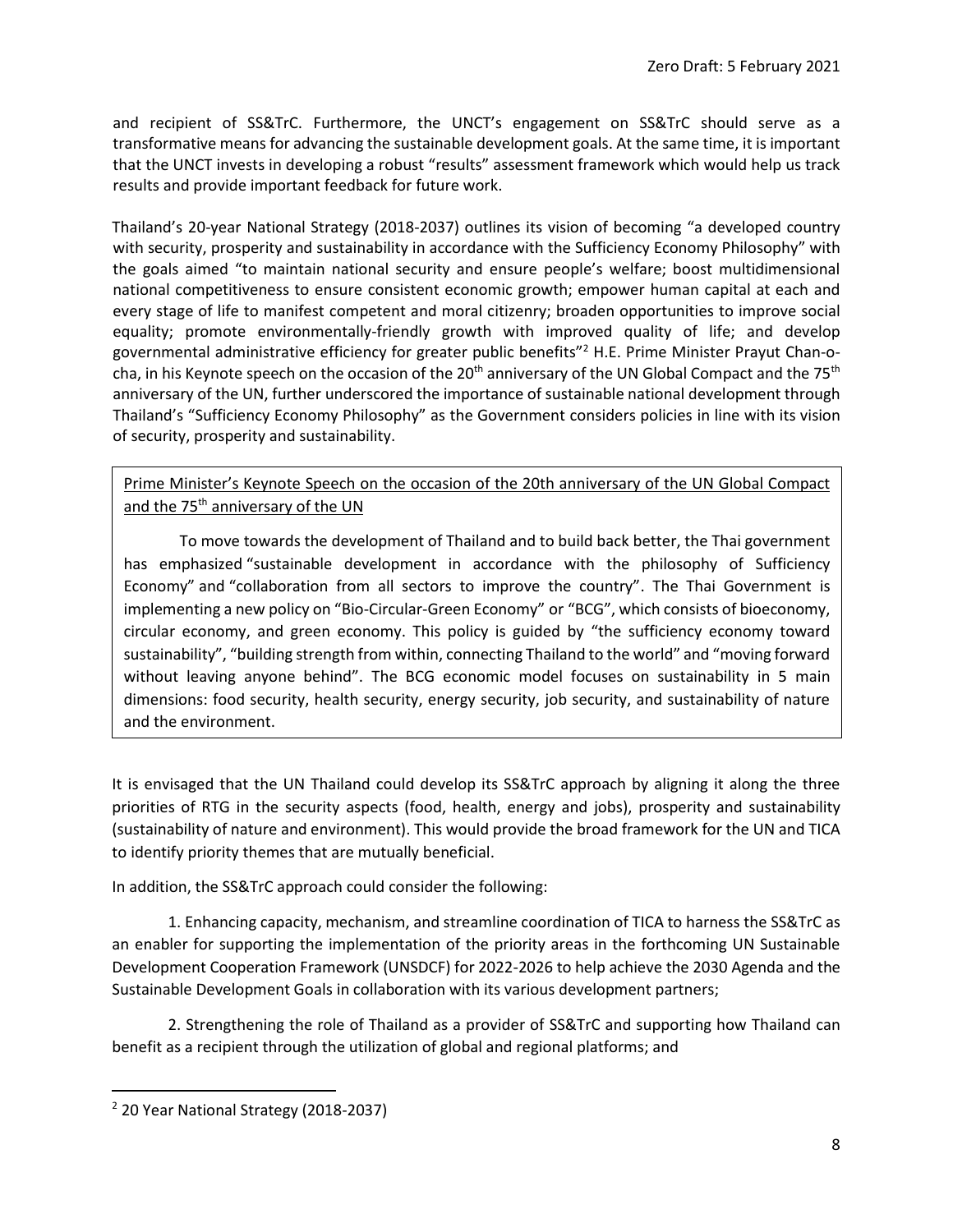and recipient of SS&TrC. Furthermore, the UNCT's engagement on SS&TrC should serve as a transformative means for advancing the sustainable development goals. At the same time, it is important that the UNCT invests in developing a robust "results" assessment framework which would help us track results and provide important feedback for future work.

Thailand's 20-year National Strategy (2018-2037) outlines its vision of becoming "a developed country with security, prosperity and sustainability in accordance with the Sufficiency Economy Philosophy" with the goals aimed "to maintain national security and ensure people's welfare; boost multidimensional national competitiveness to ensure consistent economic growth; empower human capital at each and every stage of life to manifest competent and moral citizenry; broaden opportunities to improve social equality; promote environmentally-friendly growth with improved quality of life; and develop governmental administrative efficiency for greater public benefits"[2] H.E. Prime Minister Prayut Chan-o-cha, in his Keynote speech on the occasion of the 20th anniversary of the UN Global Compact and the 75th anniversary of the UN, further underscored the importance of sustainable national development through Thailand's "Sufficiency Economy Philosophy" as the Government considers policies in line with its vision of security, prosperity and sustainability.

> <u>Prime Minister's Keynote Speech on the occasion of the 20th anniversary of the UN Global Compact and the 75th anniversary of the UN</u>
>
> To move towards the development of Thailand and to build back better, the Thai government has emphasized "sustainable development in accordance with the philosophy of Sufficiency Economy" and "collaboration from all sectors to improve the country". The Thai Government is implementing a new policy on "Bio-Circular-Green Economy" or "BCG", which consists of bioeconomy, circular economy, and green economy. This policy is guided by "the sufficiency economy toward sustainability", "building strength from within, connecting Thailand to the world" and "moving forward without leaving anyone behind". The BCG economic model focuses on sustainability in 5 main dimensions: food security, health security, energy security, job security, and sustainability of nature and the environment.

It is envisaged that the UN Thailand could develop its SS&TrC approach by aligning it along the three priorities of RTG in the security aspects (food, health, energy and jobs), prosperity and sustainability (sustainability of nature and environment). This would provide the broad framework for the UN and TICA to identify priority themes that are mutually beneficial.

In addition, the SS&TrC approach could consider the following:

1. Enhancing capacity, mechanism, and streamline coordination of TICA to harness the SS&TrC as an enabler for supporting the implementation of the priority areas in the forthcoming UN Sustainable Development Cooperation Framework (UNSDCF) for 2022-2026 to help achieve the 2030 Agenda and the Sustainable Development Goals in collaboration with its various development partners;

2. Strengthening the role of Thailand as a provider of SS&TrC and supporting how Thailand can benefit as a recipient through the utilization of global and regional platforms; and

---

[2] 20 Year National Strategy (2018-2037)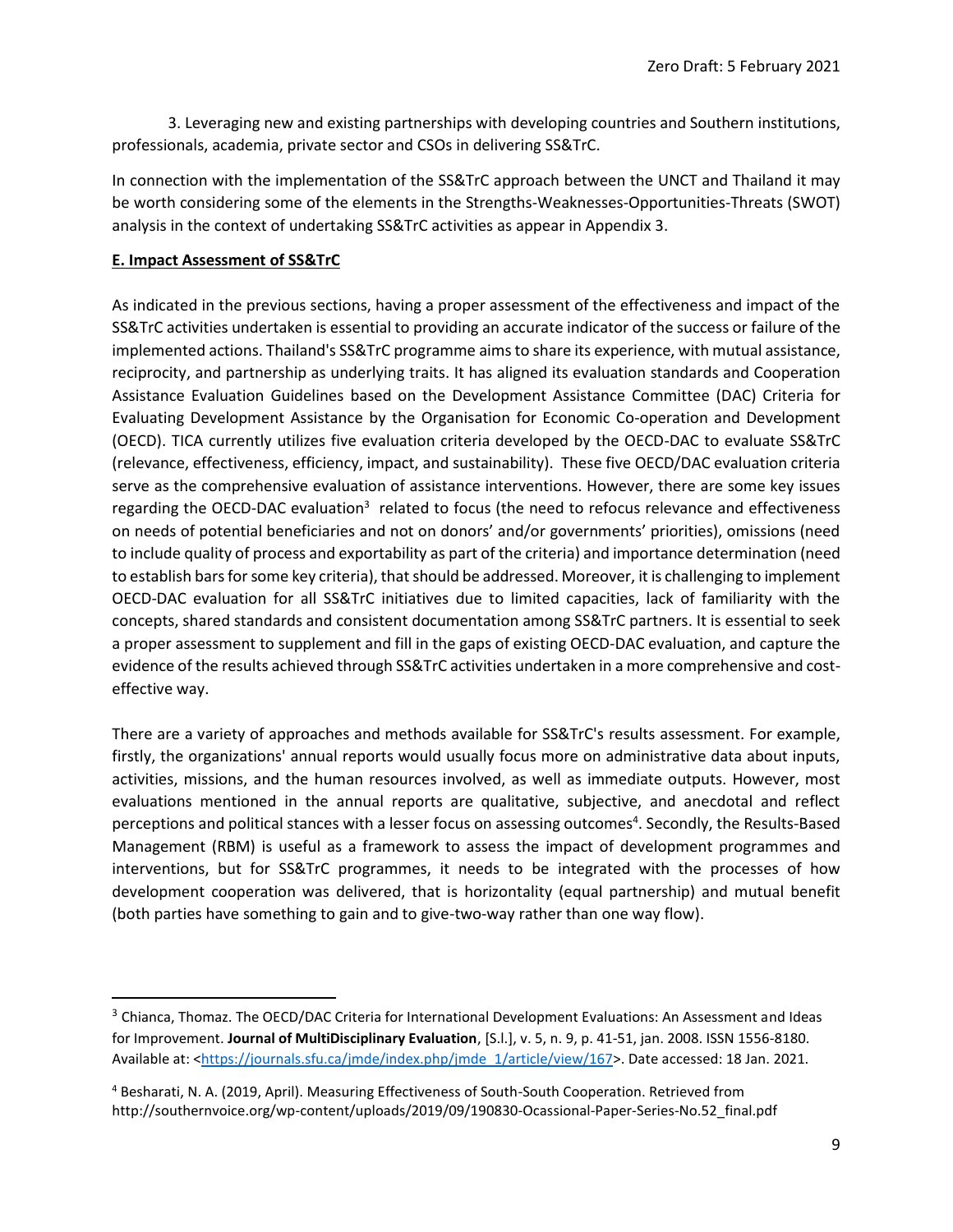3. Leveraging new and existing partnerships with developing countries and Southern institutions, professionals, academia, private sector and CSOs in delivering SS&TrC.

In connection with the implementation of the SS&TrC approach between the UNCT and Thailand it may be worth considering some of the elements in the Strengths-Weaknesses-Opportunities-Threats (SWOT) analysis in the context of undertaking SS&TrC activities as appear in Appendix 3.

## E. Impact Assessment of SS&TrC

As indicated in the previous sections, having a proper assessment of the effectiveness and impact of the SS&TrC activities undertaken is essential to providing an accurate indicator of the success or failure of the implemented actions. Thailand's SS&TrC programme aims to share its experience, with mutual assistance, reciprocity, and partnership as underlying traits. It has aligned its evaluation standards and Cooperation Assistance Evaluation Guidelines based on the Development Assistance Committee (DAC) Criteria for Evaluating Development Assistance by the Organisation for Economic Co-operation and Development (OECD). TICA currently utilizes five evaluation criteria developed by the OECD-DAC to evaluate SS&TrC (relevance, effectiveness, efficiency, impact, and sustainability). These five OECD/DAC evaluation criteria serve as the comprehensive evaluation of assistance interventions. However, there are some key issues regarding the OECD-DAC evaluation[3] related to focus (the need to refocus relevance and effectiveness on needs of potential beneficiaries and not on donors' and/or governments' priorities), omissions (need to include quality of process and exportability as part of the criteria) and importance determination (need to establish bars for some key criteria), that should be addressed. Moreover, it is challenging to implement OECD-DAC evaluation for all SS&TrC initiatives due to limited capacities, lack of familiarity with the concepts, shared standards and consistent documentation among SS&TrC partners. It is essential to seek a proper assessment to supplement and fill in the gaps of existing OECD-DAC evaluation, and capture the evidence of the results achieved through SS&TrC activities undertaken in a more comprehensive and cost-effective way.

There are a variety of approaches and methods available for SS&TrC's results assessment. For example, firstly, the organizations' annual reports would usually focus more on administrative data about inputs, activities, missions, and the human resources involved, as well as immediate outputs. However, most evaluations mentioned in the annual reports are qualitative, subjective, and anecdotal and reflect perceptions and political stances with a lesser focus on assessing outcomes[4]. Secondly, the Results-Based Management (RBM) is useful as a framework to assess the impact of development programmes and interventions, but for SS&TrC programmes, it needs to be integrated with the processes of how development cooperation was delivered, that is horizontality (equal partnership) and mutual benefit (both parties have something to gain and to give-two-way rather than one way flow).

---

[3] Chianca, Thomaz. The OECD/DAC Criteria for International Development Evaluations: An Assessment and Ideas for Improvement. **Journal of MultiDisciplinary Evaluation**, [S.l.], v. 5, n. 9, p. 41-51, jan. 2008. ISSN 1556-8180. Available at: <https://journals.sfu.ca/jmde/index.php/jmde_1/article/view/167>. Date accessed: 18 Jan. 2021.

[4] Besharati, N. A. (2019, April). Measuring Effectiveness of South-South Cooperation. Retrieved from http://southernvoice.org/wp-content/uploads/2019/09/190830-Ocassional-Paper-Series-No.52_final.pdf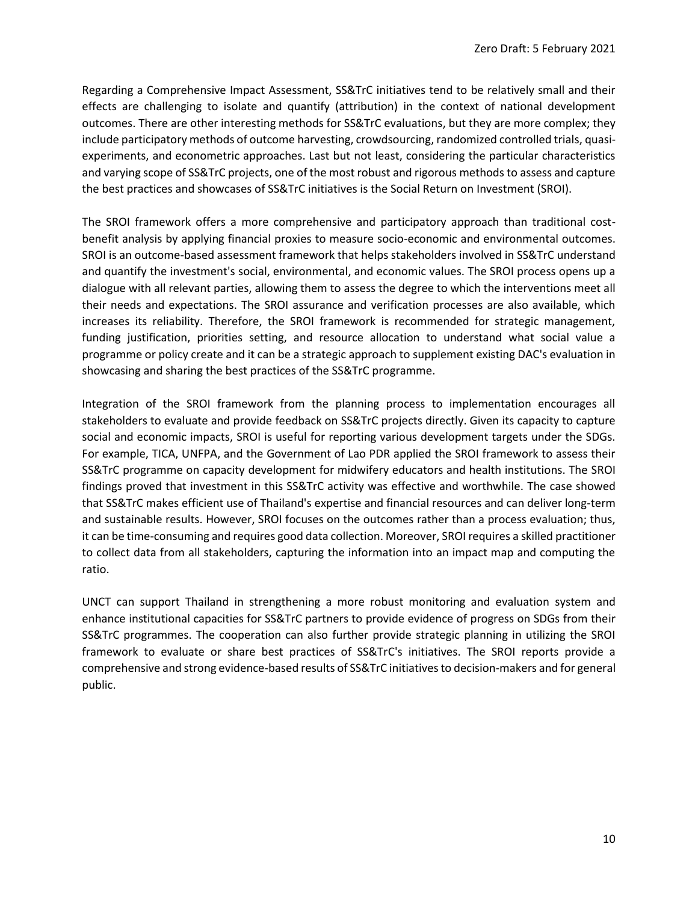Regarding a Comprehensive Impact Assessment, SS&TrC initiatives tend to be relatively small and their effects are challenging to isolate and quantify (attribution) in the context of national development outcomes. There are other interesting methods for SS&TrC evaluations, but they are more complex; they include participatory methods of outcome harvesting, crowdsourcing, randomized controlled trials, quasi-experiments, and econometric approaches. Last but not least, considering the particular characteristics and varying scope of SS&TrC projects, one of the most robust and rigorous methods to assess and capture the best practices and showcases of SS&TrC initiatives is the Social Return on Investment (SROI).

The SROI framework offers a more comprehensive and participatory approach than traditional cost-benefit analysis by applying financial proxies to measure socio-economic and environmental outcomes. SROI is an outcome-based assessment framework that helps stakeholders involved in SS&TrC understand and quantify the investment's social, environmental, and economic values. The SROI process opens up a dialogue with all relevant parties, allowing them to assess the degree to which the interventions meet all their needs and expectations. The SROI assurance and verification processes are also available, which increases its reliability. Therefore, the SROI framework is recommended for strategic management, funding justification, priorities setting, and resource allocation to understand what social value a programme or policy create and it can be a strategic approach to supplement existing DAC's evaluation in showcasing and sharing the best practices of the SS&TrC programme.

Integration of the SROI framework from the planning process to implementation encourages all stakeholders to evaluate and provide feedback on SS&TrC projects directly. Given its capacity to capture social and economic impacts, SROI is useful for reporting various development targets under the SDGs. For example, TICA, UNFPA, and the Government of Lao PDR applied the SROI framework to assess their SS&TrC programme on capacity development for midwifery educators and health institutions. The SROI findings proved that investment in this SS&TrC activity was effective and worthwhile. The case showed that SS&TrC makes efficient use of Thailand's expertise and financial resources and can deliver long-term and sustainable results. However, SROI focuses on the outcomes rather than a process evaluation; thus, it can be time-consuming and requires good data collection. Moreover, SROI requires a skilled practitioner to collect data from all stakeholders, capturing the information into an impact map and computing the ratio.

UNCT can support Thailand in strengthening a more robust monitoring and evaluation system and enhance institutional capacities for SS&TrC partners to provide evidence of progress on SDGs from their SS&TrC programmes. The cooperation can also further provide strategic planning in utilizing the SROI framework to evaluate or share best practices of SS&TrC's initiatives. The SROI reports provide a comprehensive and strong evidence-based results of SS&TrC initiatives to decision-makers and for general public.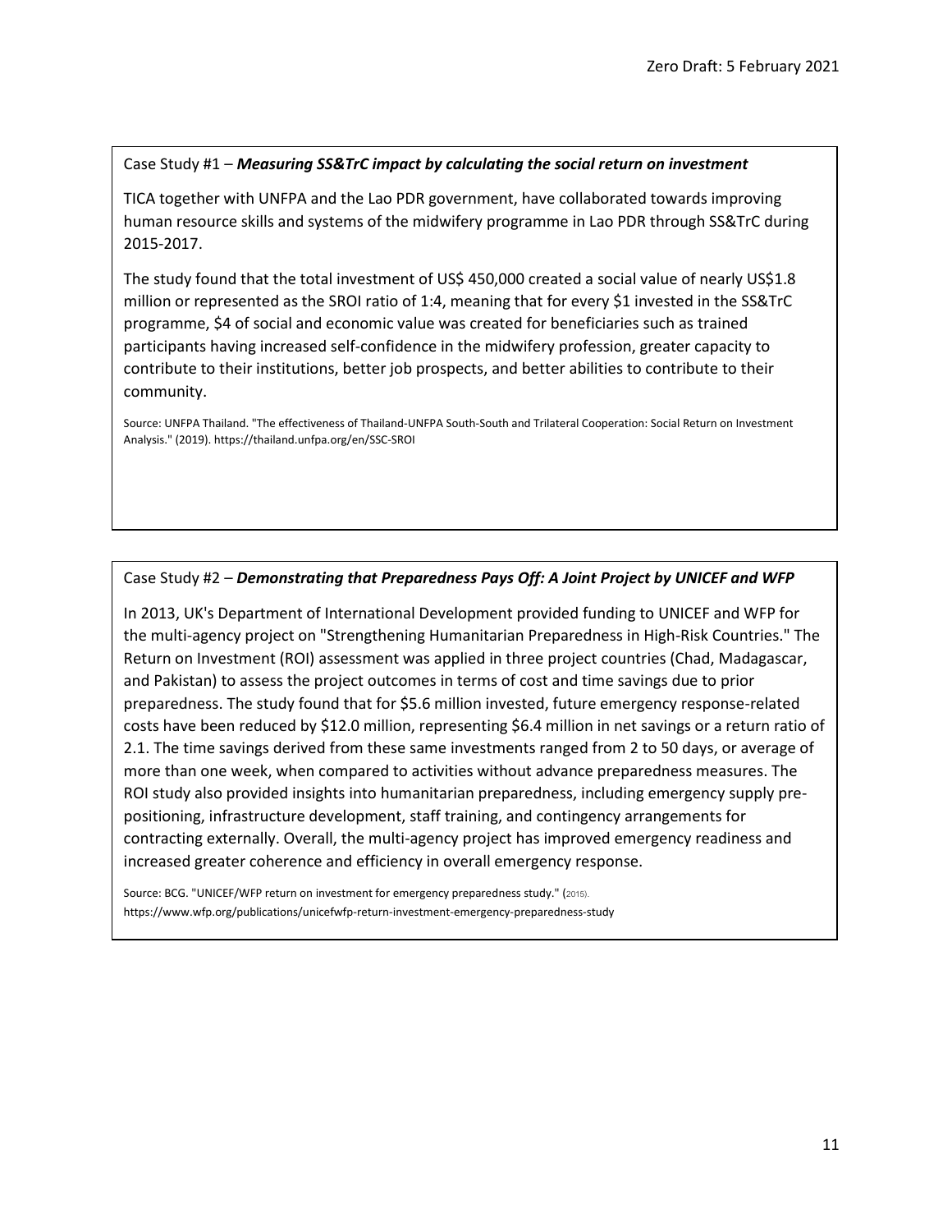Case Study #1 – ***Measuring SS&TrC impact by calculating the social return on investment***

TICA together with UNFPA and the Lao PDR government, have collaborated towards improving human resource skills and systems of the midwifery programme in Lao PDR through SS&TrC during 2015-2017.

The study found that the total investment of US$ 450,000 created a social value of nearly US$1.8 million or represented as the SROI ratio of 1:4, meaning that for every $1 invested in the SS&TrC programme, $4 of social and economic value was created for beneficiaries such as trained participants having increased self-confidence in the midwifery profession, greater capacity to contribute to their institutions, better job prospects, and better abilities to contribute to their community.

Source: UNFPA Thailand. "The effectiveness of Thailand-UNFPA South-South and Trilateral Cooperation: Social Return on Investment Analysis." (2019). https://thailand.unfpa.org/en/SSC-SROI

Case Study #2 – ***Demonstrating that Preparedness Pays Off: A Joint Project by UNICEF and WFP***

In 2013, UK's Department of International Development provided funding to UNICEF and WFP for the multi-agency project on "Strengthening Humanitarian Preparedness in High-Risk Countries." The Return on Investment (ROI) assessment was applied in three project countries (Chad, Madagascar, and Pakistan) to assess the project outcomes in terms of cost and time savings due to prior preparedness. The study found that for $5.6 million invested, future emergency response-related costs have been reduced by $12.0 million, representing $6.4 million in net savings or a return ratio of 2.1. The time savings derived from these same investments ranged from 2 to 50 days, or average of more than one week, when compared to activities without advance preparedness measures. The ROI study also provided insights into humanitarian preparedness, including emergency supply pre-positioning, infrastructure development, staff training, and contingency arrangements for contracting externally. Overall, the multi-agency project has improved emergency readiness and increased greater coherence and efficiency in overall emergency response.

Source: BCG. "UNICEF/WFP return on investment for emergency preparedness study." (2015). https://www.wfp.org/publications/unicefwfp-return-investment-emergency-preparedness-study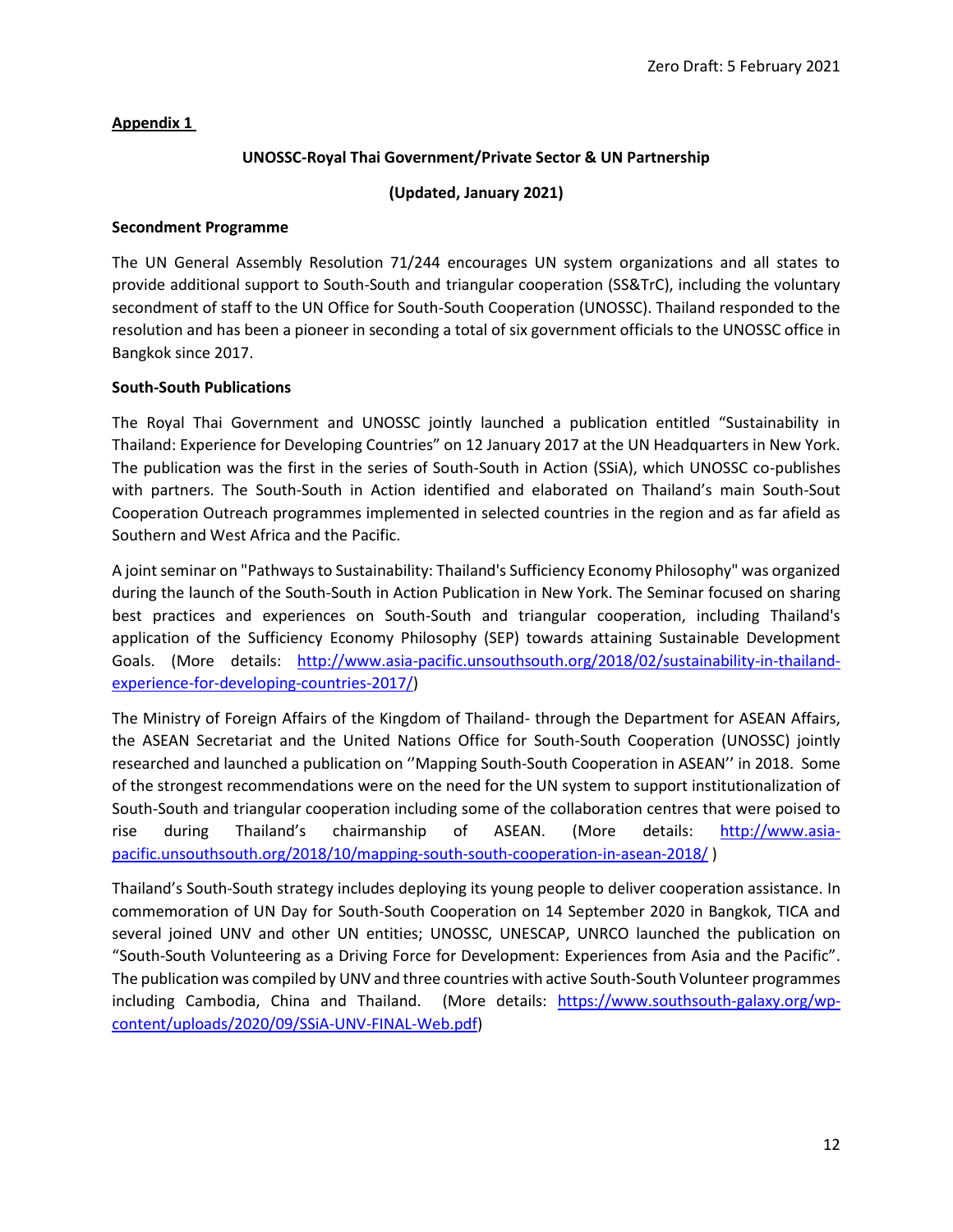**Appendix 1**

**UNOSSC-Royal Thai Government/Private Sector & UN Partnership**

**(Updated, January 2021)**

**Secondment Programme**

The UN General Assembly Resolution 71/244 encourages UN system organizations and all states to provide additional support to South-South and triangular cooperation (SS&TrC), including the voluntary secondment of staff to the UN Office for South-South Cooperation (UNOSSC). Thailand responded to the resolution and has been a pioneer in seconding a total of six government officials to the UNOSSC office in Bangkok since 2017.

**South-South Publications**

The Royal Thai Government and UNOSSC jointly launched a publication entitled "Sustainability in Thailand: Experience for Developing Countries" on 12 January 2017 at the UN Headquarters in New York. The publication was the first in the series of South-South in Action (SSiA), which UNOSSC co-publishes with partners. The South-South in Action identified and elaborated on Thailand's main South-Sout Cooperation Outreach programmes implemented in selected countries in the region and as far afield as Southern and West Africa and the Pacific.

A joint seminar on "Pathways to Sustainability: Thailand's Sufficiency Economy Philosophy" was organized during the launch of the South-South in Action Publication in New York. The Seminar focused on sharing best practices and experiences on South-South and triangular cooperation, including Thailand's application of the Sufficiency Economy Philosophy (SEP) towards attaining Sustainable Development Goals. (More details: [http://www.asia-pacific.unsouthsouth.org/2018/02/sustainability-in-thailand-experience-for-developing-countries-2017/](http://www.asia-pacific.unsouthsouth.org/2018/02/sustainability-in-thailand-experience-for-developing-countries-2017/))

The Ministry of Foreign Affairs of the Kingdom of Thailand- through the Department for ASEAN Affairs, the ASEAN Secretariat and the United Nations Office for South-South Cooperation (UNOSSC) jointly researched and launched a publication on ''Mapping South-South Cooperation in ASEAN'' in 2018. Some of the strongest recommendations were on the need for the UN system to support institutionalization of South-South and triangular cooperation including some of the collaboration centres that were poised to rise during Thailand's chairmanship of ASEAN. (More details: [http://www.asia-pacific.unsouthsouth.org/2018/10/mapping-south-south-cooperation-in-asean-2018/](http://www.asia-pacific.unsouthsouth.org/2018/10/mapping-south-south-cooperation-in-asean-2018/) )

Thailand's South-South strategy includes deploying its young people to deliver cooperation assistance. In commemoration of UN Day for South-South Cooperation on 14 September 2020 in Bangkok, TICA and several joined UNV and other UN entities; UNOSSC, UNESCAP, UNRCO launched the publication on "South-South Volunteering as a Driving Force for Development: Experiences from Asia and the Pacific". The publication was compiled by UNV and three countries with active South-South Volunteer programmes including Cambodia, China and Thailand. (More details: [https://www.southsouth-galaxy.org/wp-content/uploads/2020/09/SSiA-UNV-FINAL-Web.pdf](https://www.southsouth-galaxy.org/wp-content/uploads/2020/09/SSiA-UNV-FINAL-Web.pdf))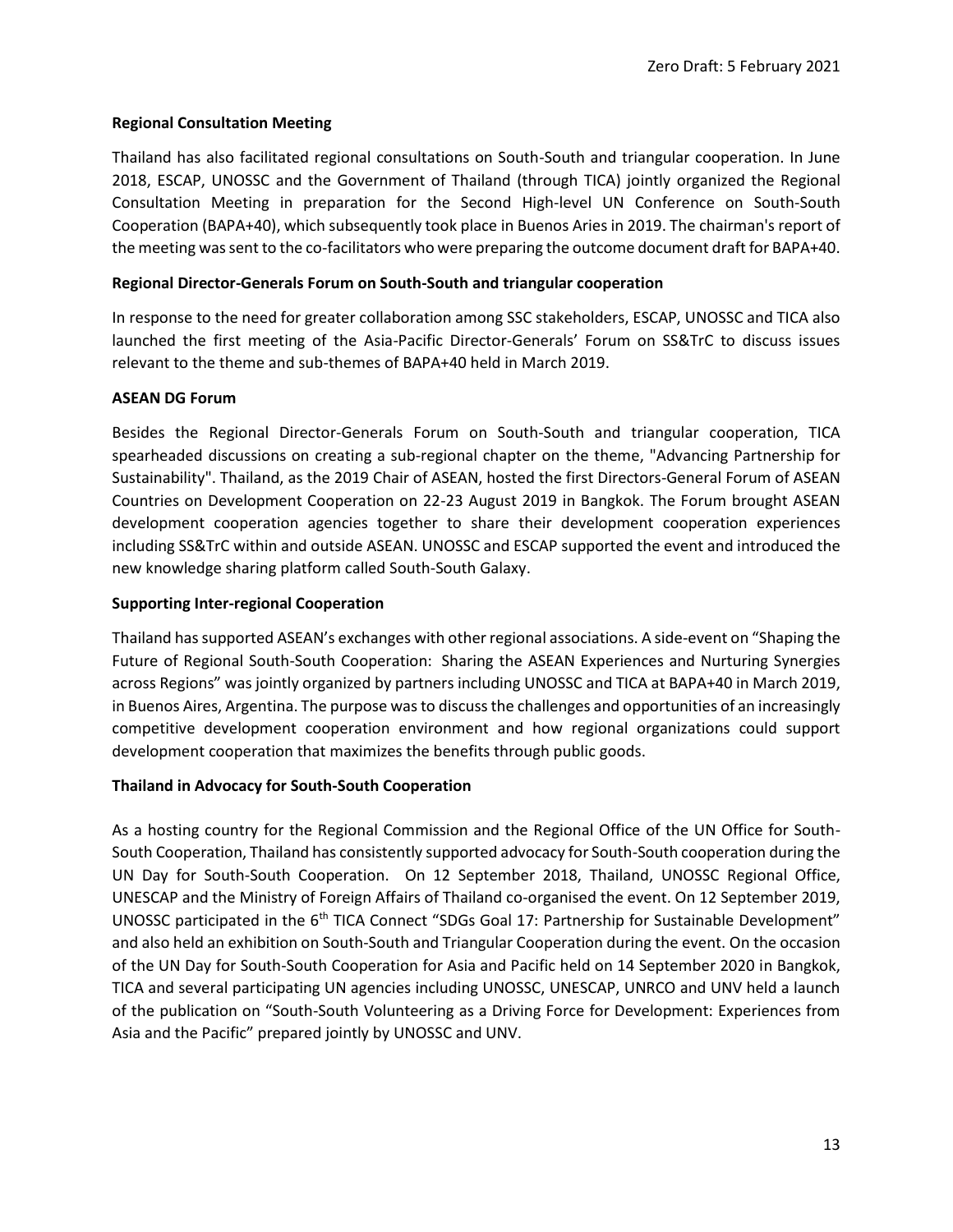**Regional Consultation Meeting**

Thailand has also facilitated regional consultations on South-South and triangular cooperation. In June 2018, ESCAP, UNOSSC and the Government of Thailand (through TICA) jointly organized the Regional Consultation Meeting in preparation for the Second High-level UN Conference on South-South Cooperation (BAPA+40), which subsequently took place in Buenos Aries in 2019. The chairman's report of the meeting was sent to the co-facilitators who were preparing the outcome document draft for BAPA+40.

**Regional Director-Generals Forum on South-South and triangular cooperation**

In response to the need for greater collaboration among SSC stakeholders, ESCAP, UNOSSC and TICA also launched the first meeting of the Asia-Pacific Director-Generals' Forum on SS&TrC to discuss issues relevant to the theme and sub-themes of BAPA+40 held in March 2019.

**ASEAN DG Forum**

Besides the Regional Director-Generals Forum on South-South and triangular cooperation, TICA spearheaded discussions on creating a sub-regional chapter on the theme, "Advancing Partnership for Sustainability". Thailand, as the 2019 Chair of ASEAN, hosted the first Directors-General Forum of ASEAN Countries on Development Cooperation on 22-23 August 2019 in Bangkok. The Forum brought ASEAN development cooperation agencies together to share their development cooperation experiences including SS&TrC within and outside ASEAN. UNOSSC and ESCAP supported the event and introduced the new knowledge sharing platform called South-South Galaxy.

**Supporting Inter-regional Cooperation**

Thailand has supported ASEAN's exchanges with other regional associations. A side-event on "Shaping the Future of Regional South-South Cooperation: Sharing the ASEAN Experiences and Nurturing Synergies across Regions" was jointly organized by partners including UNOSSC and TICA at BAPA+40 in March 2019, in Buenos Aires, Argentina. The purpose was to discuss the challenges and opportunities of an increasingly competitive development cooperation environment and how regional organizations could support development cooperation that maximizes the benefits through public goods.

**Thailand in Advocacy for South-South Cooperation**

As a hosting country for the Regional Commission and the Regional Office of the UN Office for South-South Cooperation, Thailand has consistently supported advocacy for South-South cooperation during the UN Day for South-South Cooperation. On 12 September 2018, Thailand, UNOSSC Regional Office, UNESCAP and the Ministry of Foreign Affairs of Thailand co-organised the event. On 12 September 2019, UNOSSC participated in the 6th TICA Connect "SDGs Goal 17: Partnership for Sustainable Development" and also held an exhibition on South-South and Triangular Cooperation during the event. On the occasion of the UN Day for South-South Cooperation for Asia and Pacific held on 14 September 2020 in Bangkok, TICA and several participating UN agencies including UNOSSC, UNESCAP, UNRCO and UNV held a launch of the publication on "South-South Volunteering as a Driving Force for Development: Experiences from Asia and the Pacific" prepared jointly by UNOSSC and UNV.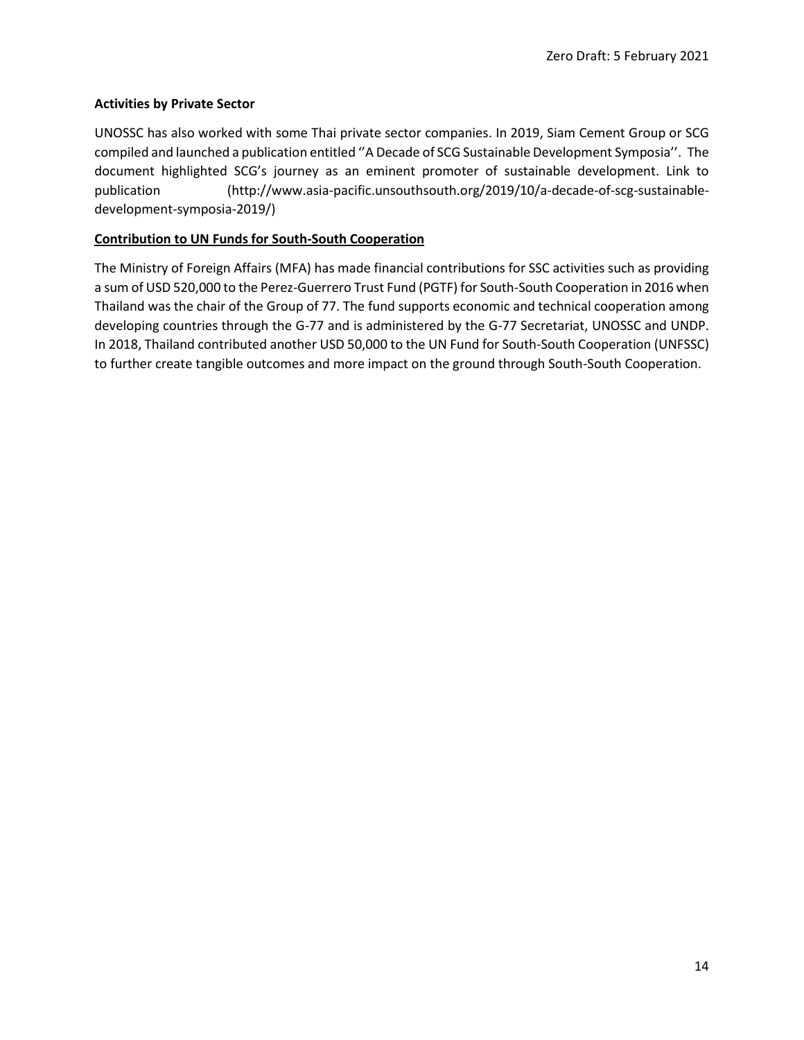**Activities by Private Sector**

UNOSSC has also worked with some Thai private sector companies. In 2019, Siam Cement Group or SCG compiled and launched a publication entitled ''A Decade of SCG Sustainable Development Symposia''. The document highlighted SCG's journey as an eminent promoter of sustainable development. Link to publication (http://www.asia-pacific.unsouthsouth.org/2019/10/a-decade-of-scg-sustainable-development-symposia-2019/)

**Contribution to UN Funds for South-South Cooperation**

The Ministry of Foreign Affairs (MFA) has made financial contributions for SSC activities such as providing a sum of USD 520,000 to the Perez-Guerrero Trust Fund (PGTF) for South-South Cooperation in 2016 when Thailand was the chair of the Group of 77. The fund supports economic and technical cooperation among developing countries through the G-77 and is administered by the G-77 Secretariat, UNOSSC and UNDP. In 2018, Thailand contributed another USD 50,000 to the UN Fund for South-South Cooperation (UNFSSC) to further create tangible outcomes and more impact on the ground through South-South Cooperation.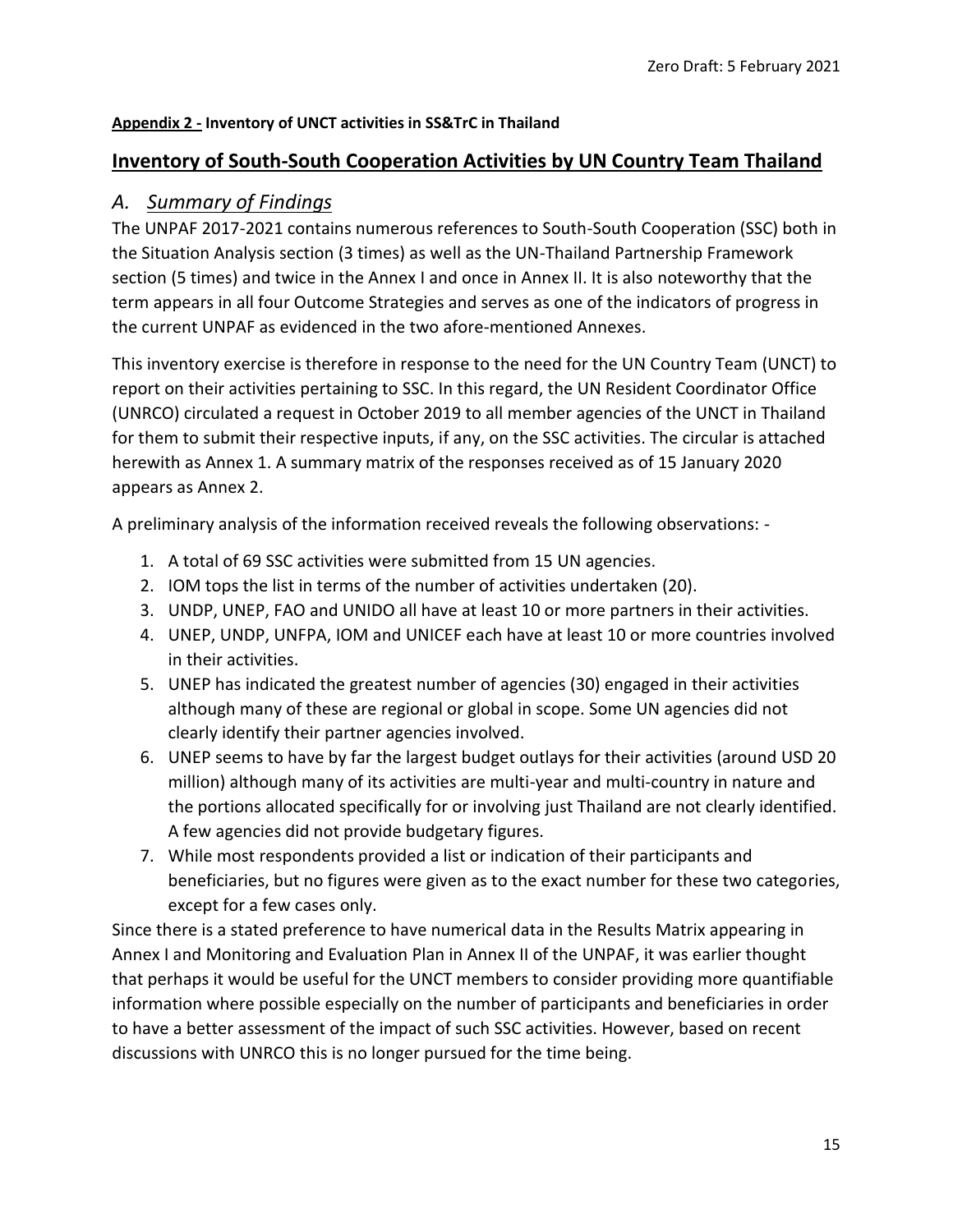**Appendix 2 - Inventory of UNCT activities in SS&TrC in Thailand**

## Inventory of South-South Cooperation Activities by UN Country Team Thailand

### *A. Summary of Findings*

The UNPAF 2017-2021 contains numerous references to South-South Cooperation (SSC) both in the Situation Analysis section (3 times) as well as the UN-Thailand Partnership Framework section (5 times) and twice in the Annex I and once in Annex II. It is also noteworthy that the term appears in all four Outcome Strategies and serves as one of the indicators of progress in the current UNPAF as evidenced in the two afore-mentioned Annexes.

This inventory exercise is therefore in response to the need for the UN Country Team (UNCT) to report on their activities pertaining to SSC. In this regard, the UN Resident Coordinator Office (UNRCO) circulated a request in October 2019 to all member agencies of the UNCT in Thailand for them to submit their respective inputs, if any, on the SSC activities. The circular is attached herewith as Annex 1. A summary matrix of the responses received as of 15 January 2020 appears as Annex 2.

A preliminary analysis of the information received reveals the following observations: -

1. A total of 69 SSC activities were submitted from 15 UN agencies.
2. IOM tops the list in terms of the number of activities undertaken (20).
3. UNDP, UNEP, FAO and UNIDO all have at least 10 or more partners in their activities.
4. UNEP, UNDP, UNFPA, IOM and UNICEF each have at least 10 or more countries involved in their activities.
5. UNEP has indicated the greatest number of agencies (30) engaged in their activities although many of these are regional or global in scope. Some UN agencies did not clearly identify their partner agencies involved.
6. UNEP seems to have by far the largest budget outlays for their activities (around USD 20 million) although many of its activities are multi-year and multi-country in nature and the portions allocated specifically for or involving just Thailand are not clearly identified. A few agencies did not provide budgetary figures.
7. While most respondents provided a list or indication of their participants and beneficiaries, but no figures were given as to the exact number for these two categories, except for a few cases only.

Since there is a stated preference to have numerical data in the Results Matrix appearing in Annex I and Monitoring and Evaluation Plan in Annex II of the UNPAF, it was earlier thought that perhaps it would be useful for the UNCT members to consider providing more quantifiable information where possible especially on the number of participants and beneficiaries in order to have a better assessment of the impact of such SSC activities. However, based on recent discussions with UNRCO this is no longer pursued for the time being.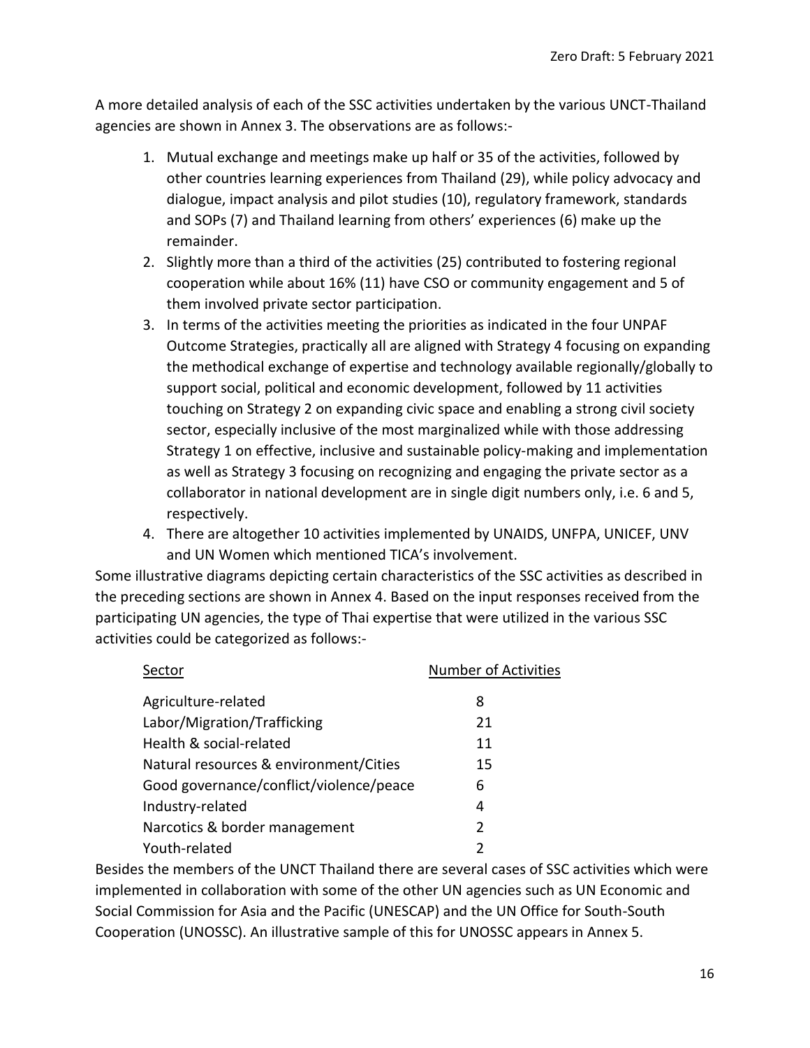A more detailed analysis of each of the SSC activities undertaken by the various UNCT-Thailand agencies are shown in Annex 3. The observations are as follows:-

1. Mutual exchange and meetings make up half or 35 of the activities, followed by other countries learning experiences from Thailand (29), while policy advocacy and dialogue, impact analysis and pilot studies (10), regulatory framework, standards and SOPs (7) and Thailand learning from others' experiences (6) make up the remainder.
2. Slightly more than a third of the activities (25) contributed to fostering regional cooperation while about 16% (11) have CSO or community engagement and 5 of them involved private sector participation.
3. In terms of the activities meeting the priorities as indicated in the four UNPAF Outcome Strategies, practically all are aligned with Strategy 4 focusing on expanding the methodical exchange of expertise and technology available regionally/globally to support social, political and economic development, followed by 11 activities touching on Strategy 2 on expanding civic space and enabling a strong civil society sector, especially inclusive of the most marginalized while with those addressing Strategy 1 on effective, inclusive and sustainable policy-making and implementation as well as Strategy 3 focusing on recognizing and engaging the private sector as a collaborator in national development are in single digit numbers only, i.e. 6 and 5, respectively.
4. There are altogether 10 activities implemented by UNAIDS, UNFPA, UNICEF, UNV and UN Women which mentioned TICA's involvement.

Some illustrative diagrams depicting certain characteristics of the SSC activities as described in the preceding sections are shown in Annex 4. Based on the input responses received from the participating UN agencies, the type of Thai expertise that were utilized in the various SSC activities could be categorized as follows:-

| Sector | Number of Activities |
|---|---|
| Agriculture-related | 8 |
| Labor/Migration/Trafficking | 21 |
| Health & social-related | 11 |
| Natural resources & environment/Cities | 15 |
| Good governance/conflict/violence/peace | 6 |
| Industry-related | 4 |
| Narcotics & border management | 2 |
| Youth-related | 2 |

Besides the members of the UNCT Thailand there are several cases of SSC activities which were implemented in collaboration with some of the other UN agencies such as UN Economic and Social Commission for Asia and the Pacific (UNESCAP) and the UN Office for South-South Cooperation (UNOSSC). An illustrative sample of this for UNOSSC appears in Annex 5.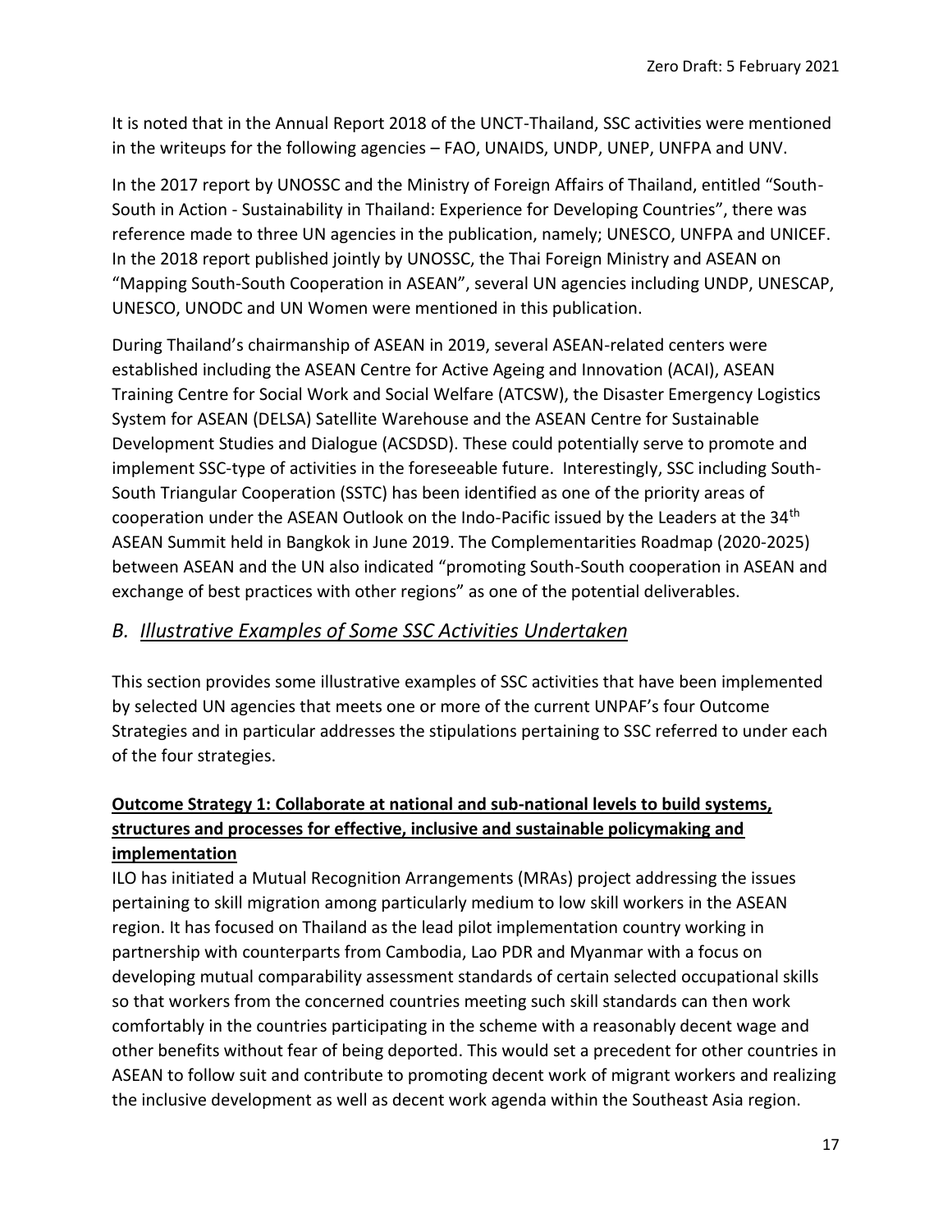It is noted that in the Annual Report 2018 of the UNCT-Thailand, SSC activities were mentioned in the writeups for the following agencies – FAO, UNAIDS, UNDP, UNEP, UNFPA and UNV.

In the 2017 report by UNOSSC and the Ministry of Foreign Affairs of Thailand, entitled "South-South in Action - Sustainability in Thailand: Experience for Developing Countries", there was reference made to three UN agencies in the publication, namely; UNESCO, UNFPA and UNICEF. In the 2018 report published jointly by UNOSSC, the Thai Foreign Ministry and ASEAN on "Mapping South-South Cooperation in ASEAN", several UN agencies including UNDP, UNESCAP, UNESCO, UNODC and UN Women were mentioned in this publication.

During Thailand's chairmanship of ASEAN in 2019, several ASEAN-related centers were established including the ASEAN Centre for Active Ageing and Innovation (ACAI), ASEAN Training Centre for Social Work and Social Welfare (ATCSW), the Disaster Emergency Logistics System for ASEAN (DELSA) Satellite Warehouse and the ASEAN Centre for Sustainable Development Studies and Dialogue (ACSDSD). These could potentially serve to promote and implement SSC-type of activities in the foreseeable future. Interestingly, SSC including South-South Triangular Cooperation (SSTC) has been identified as one of the priority areas of cooperation under the ASEAN Outlook on the Indo-Pacific issued by the Leaders at the 34th ASEAN Summit held in Bangkok in June 2019. The Complementarities Roadmap (2020-2025) between ASEAN and the UN also indicated "promoting South-South cooperation in ASEAN and exchange of best practices with other regions" as one of the potential deliverables.

## *B. Illustrative Examples of Some SSC Activities Undertaken*

This section provides some illustrative examples of SSC activities that have been implemented by selected UN agencies that meets one or more of the current UNPAF's four Outcome Strategies and in particular addresses the stipulations pertaining to SSC referred to under each of the four strategies.

**Outcome Strategy 1: Collaborate at national and sub-national levels to build systems, structures and processes for effective, inclusive and sustainable policymaking and implementation**

ILO has initiated a Mutual Recognition Arrangements (MRAs) project addressing the issues pertaining to skill migration among particularly medium to low skill workers in the ASEAN region. It has focused on Thailand as the lead pilot implementation country working in partnership with counterparts from Cambodia, Lao PDR and Myanmar with a focus on developing mutual comparability assessment standards of certain selected occupational skills so that workers from the concerned countries meeting such skill standards can then work comfortably in the countries participating in the scheme with a reasonably decent wage and other benefits without fear of being deported. This would set a precedent for other countries in ASEAN to follow suit and contribute to promoting decent work of migrant workers and realizing the inclusive development as well as decent work agenda within the Southeast Asia region.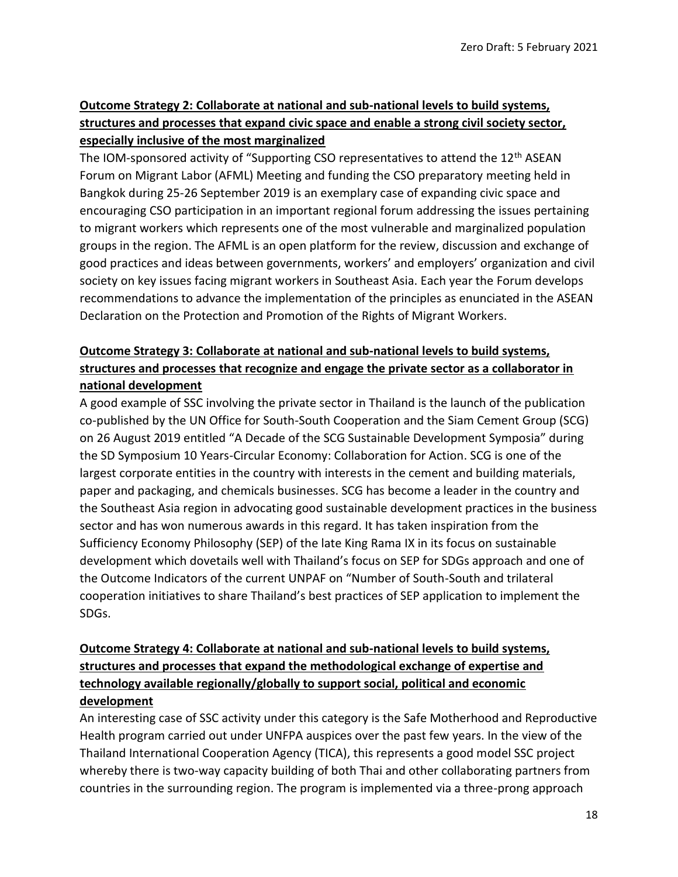**Outcome Strategy 2: Collaborate at national and sub-national levels to build systems, structures and processes that expand civic space and enable a strong civil society sector, especially inclusive of the most marginalized**

The IOM-sponsored activity of "Supporting CSO representatives to attend the 12th ASEAN Forum on Migrant Labor (AFML) Meeting and funding the CSO preparatory meeting held in Bangkok during 25-26 September 2019 is an exemplary case of expanding civic space and encouraging CSO participation in an important regional forum addressing the issues pertaining to migrant workers which represents one of the most vulnerable and marginalized population groups in the region. The AFML is an open platform for the review, discussion and exchange of good practices and ideas between governments, workers' and employers' organization and civil society on key issues facing migrant workers in Southeast Asia. Each year the Forum develops recommendations to advance the implementation of the principles as enunciated in the ASEAN Declaration on the Protection and Promotion of the Rights of Migrant Workers.

**Outcome Strategy 3: Collaborate at national and sub-national levels to build systems, structures and processes that recognize and engage the private sector as a collaborator in national development**

A good example of SSC involving the private sector in Thailand is the launch of the publication co-published by the UN Office for South-South Cooperation and the Siam Cement Group (SCG) on 26 August 2019 entitled "A Decade of the SCG Sustainable Development Symposia" during the SD Symposium 10 Years-Circular Economy: Collaboration for Action. SCG is one of the largest corporate entities in the country with interests in the cement and building materials, paper and packaging, and chemicals businesses. SCG has become a leader in the country and the Southeast Asia region in advocating good sustainable development practices in the business sector and has won numerous awards in this regard. It has taken inspiration from the Sufficiency Economy Philosophy (SEP) of the late King Rama IX in its focus on sustainable development which dovetails well with Thailand's focus on SEP for SDGs approach and one of the Outcome Indicators of the current UNPAF on "Number of South-South and trilateral cooperation initiatives to share Thailand's best practices of SEP application to implement the SDGs.

**Outcome Strategy 4: Collaborate at national and sub-national levels to build systems, structures and processes that expand the methodological exchange of expertise and technology available regionally/globally to support social, political and economic development**

An interesting case of SSC activity under this category is the Safe Motherhood and Reproductive Health program carried out under UNFPA auspices over the past few years. In the view of the Thailand International Cooperation Agency (TICA), this represents a good model SSC project whereby there is two-way capacity building of both Thai and other collaborating partners from countries in the surrounding region. The program is implemented via a three-prong approach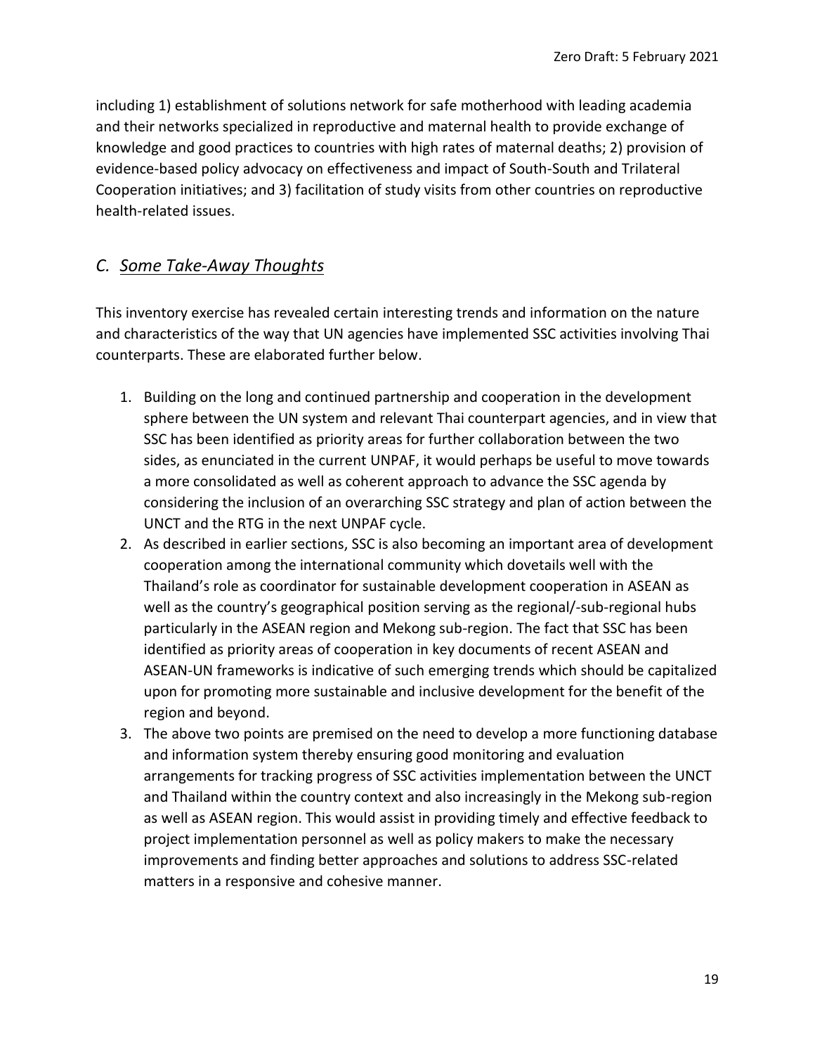including 1) establishment of solutions network for safe motherhood with leading academia and their networks specialized in reproductive and maternal health to provide exchange of knowledge and good practices to countries with high rates of maternal deaths; 2) provision of evidence-based policy advocacy on effectiveness and impact of South-South and Trilateral Cooperation initiatives; and 3) facilitation of study visits from other countries on reproductive health-related issues.

## *C. Some Take-Away Thoughts*

This inventory exercise has revealed certain interesting trends and information on the nature and characteristics of the way that UN agencies have implemented SSC activities involving Thai counterparts. These are elaborated further below.

1. Building on the long and continued partnership and cooperation in the development sphere between the UN system and relevant Thai counterpart agencies, and in view that SSC has been identified as priority areas for further collaboration between the two sides, as enunciated in the current UNPAF, it would perhaps be useful to move towards a more consolidated as well as coherent approach to advance the SSC agenda by considering the inclusion of an overarching SSC strategy and plan of action between the UNCT and the RTG in the next UNPAF cycle.
2. As described in earlier sections, SSC is also becoming an important area of development cooperation among the international community which dovetails well with the Thailand's role as coordinator for sustainable development cooperation in ASEAN as well as the country's geographical position serving as the regional/-sub-regional hubs particularly in the ASEAN region and Mekong sub-region. The fact that SSC has been identified as priority areas of cooperation in key documents of recent ASEAN and ASEAN-UN frameworks is indicative of such emerging trends which should be capitalized upon for promoting more sustainable and inclusive development for the benefit of the region and beyond.
3. The above two points are premised on the need to develop a more functioning database and information system thereby ensuring good monitoring and evaluation arrangements for tracking progress of SSC activities implementation between the UNCT and Thailand within the country context and also increasingly in the Mekong sub-region as well as ASEAN region. This would assist in providing timely and effective feedback to project implementation personnel as well as policy makers to make the necessary improvements and finding better approaches and solutions to address SSC-related matters in a responsive and cohesive manner.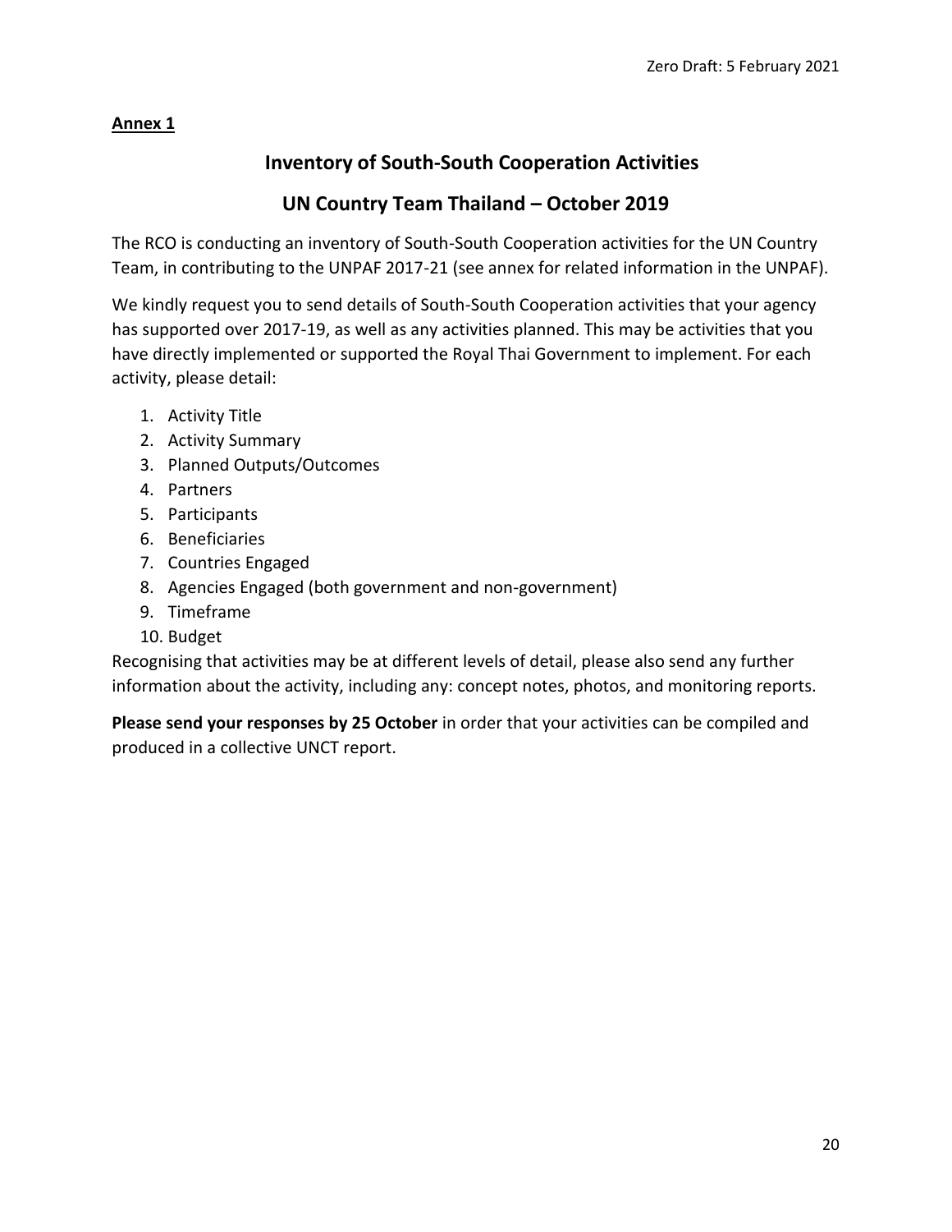**Annex 1**

## Inventory of South-South Cooperation Activities

## UN Country Team Thailand – October 2019

The RCO is conducting an inventory of South-South Cooperation activities for the UN Country Team, in contributing to the UNPAF 2017-21 (see annex for related information in the UNPAF).

We kindly request you to send details of South-South Cooperation activities that your agency has supported over 2017-19, as well as any activities planned. This may be activities that you have directly implemented or supported the Royal Thai Government to implement. For each activity, please detail:

1. Activity Title
2. Activity Summary
3. Planned Outputs/Outcomes
4. Partners
5. Participants
6. Beneficiaries
7. Countries Engaged
8. Agencies Engaged (both government and non-government)
9. Timeframe
10. Budget

Recognising that activities may be at different levels of detail, please also send any further information about the activity, including any: concept notes, photos, and monitoring reports.

**Please send your responses by 25 October** in order that your activities can be compiled and produced in a collective UNCT report.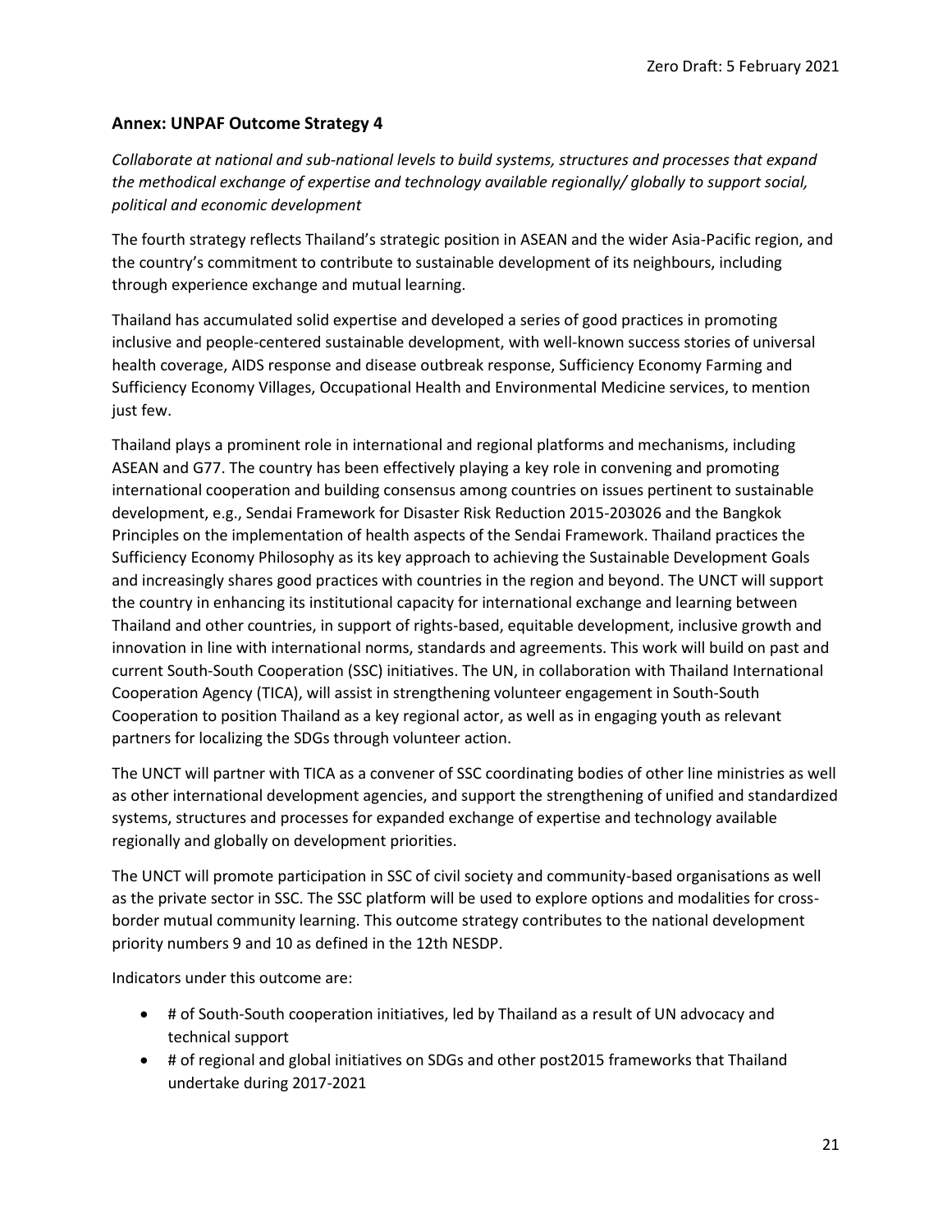## Annex: UNPAF Outcome Strategy 4

*Collaborate at national and sub-national levels to build systems, structures and processes that expand the methodical exchange of expertise and technology available regionally/ globally to support social, political and economic development*

The fourth strategy reflects Thailand's strategic position in ASEAN and the wider Asia-Pacific region, and the country's commitment to contribute to sustainable development of its neighbours, including through experience exchange and mutual learning.

Thailand has accumulated solid expertise and developed a series of good practices in promoting inclusive and people-centered sustainable development, with well-known success stories of universal health coverage, AIDS response and disease outbreak response, Sufficiency Economy Farming and Sufficiency Economy Villages, Occupational Health and Environmental Medicine services, to mention just few.

Thailand plays a prominent role in international and regional platforms and mechanisms, including ASEAN and G77. The country has been effectively playing a key role in convening and promoting international cooperation and building consensus among countries on issues pertinent to sustainable development, e.g., Sendai Framework for Disaster Risk Reduction 2015-203026 and the Bangkok Principles on the implementation of health aspects of the Sendai Framework. Thailand practices the Sufficiency Economy Philosophy as its key approach to achieving the Sustainable Development Goals and increasingly shares good practices with countries in the region and beyond. The UNCT will support the country in enhancing its institutional capacity for international exchange and learning between Thailand and other countries, in support of rights-based, equitable development, inclusive growth and innovation in line with international norms, standards and agreements. This work will build on past and current South-South Cooperation (SSC) initiatives. The UN, in collaboration with Thailand International Cooperation Agency (TICA), will assist in strengthening volunteer engagement in South-South Cooperation to position Thailand as a key regional actor, as well as in engaging youth as relevant partners for localizing the SDGs through volunteer action.

The UNCT will partner with TICA as a convener of SSC coordinating bodies of other line ministries as well as other international development agencies, and support the strengthening of unified and standardized systems, structures and processes for expanded exchange of expertise and technology available regionally and globally on development priorities.

The UNCT will promote participation in SSC of civil society and community-based organisations as well as the private sector in SSC. The SSC platform will be used to explore options and modalities for cross-border mutual community learning. This outcome strategy contributes to the national development priority numbers 9 and 10 as defined in the 12th NESDP.

Indicators under this outcome are:

- # of South-South cooperation initiatives, led by Thailand as a result of UN advocacy and technical support
- # of regional and global initiatives on SDGs and other post2015 frameworks that Thailand undertake during 2017-2021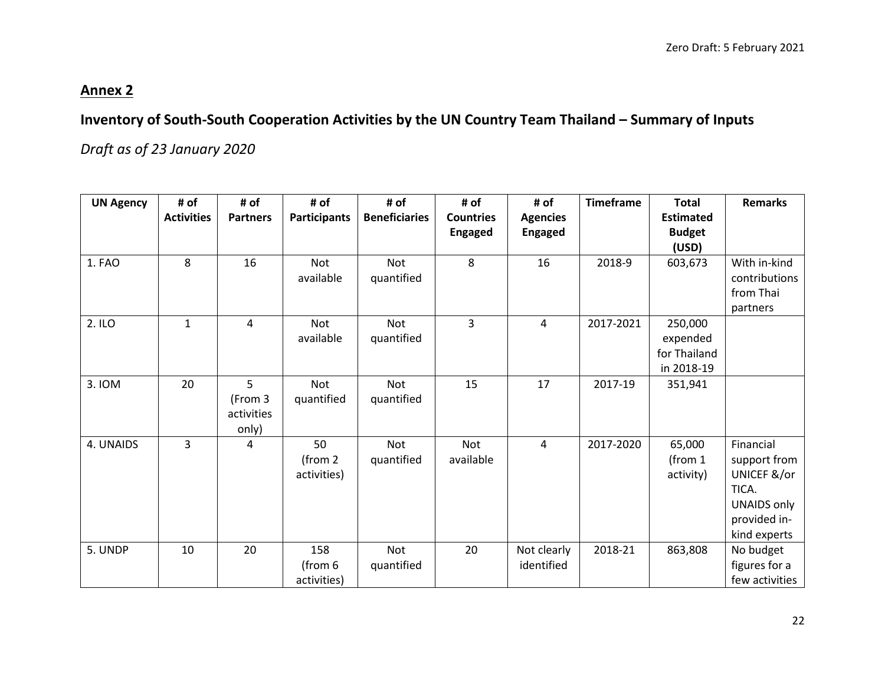## Annex 2

## Inventory of South-South Cooperation Activities by the UN Country Team Thailand – Summary of Inputs

*Draft as of 23 January 2020*

| UN Agency | # of Activities | # of Partners | # of Participants | # of Beneficiaries | # of Countries Engaged | # of Agencies Engaged | Timeframe | Total Estimated Budget (USD) | Remarks |
|---|---|---|---|---|---|---|---|---|---|
| 1. FAO | 8 | 16 | Not available | Not quantified | 8 | 16 | 2018-9 | 603,673 | With in-kind contributions from Thai partners |
| 2. ILO | 1 | 4 | Not available | Not quantified | 3 | 4 | 2017-2021 | 250,000 expended for Thailand in 2018-19 | |
| 3. IOM | 20 | 5 (From 3 activities only) | Not quantified | Not quantified | 15 | 17 | 2017-19 | 351,941 | |
| 4. UNAIDS | 3 | 4 | 50 (from 2 activities) | Not quantified | Not available | 4 | 2017-2020 | 65,000 (from 1 activity) | Financial support from UNICEF &/or TICA. UNAIDS only provided in-kind experts |
| 5. UNDP | 10 | 20 | 158 (from 6 activities) | Not quantified | 20 | Not clearly identified | 2018-21 | 863,808 | No budget figures for a few activities |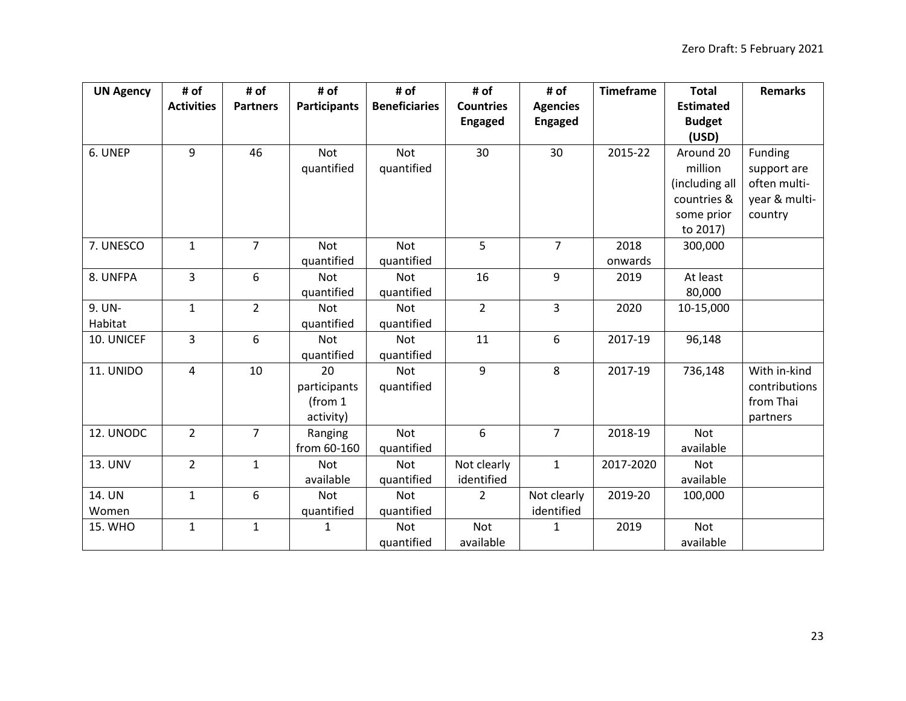| UN Agency | # of Activities | # of Partners | # of Participants | # of Beneficiaries | # of Countries Engaged | # of Agencies Engaged | Timeframe | Total Estimated Budget (USD) | Remarks |
|---|---|---|---|---|---|---|---|---|---|
| 6. UNEP | 9 | 46 | Not quantified | Not quantified | 30 | 30 | 2015-22 | Around 20 million (including all countries & some prior to 2017) | Funding support are often multi-year & multi-country |
| 7. UNESCO | 1 | 7 | Not quantified | Not quantified | 5 | 7 | 2018 onwards | 300,000 | |
| 8. UNFPA | 3 | 6 | Not quantified | Not quantified | 16 | 9 | 2019 | At least 80,000 | |
| 9. UN-Habitat | 1 | 2 | Not quantified | Not quantified | 2 | 3 | 2020 | 10-15,000 | |
| 10. UNICEF | 3 | 6 | Not quantified | Not quantified | 11 | 6 | 2017-19 | 96,148 | |
| 11. UNIDO | 4 | 10 | 20 participants (from 1 activity) | Not quantified | 9 | 8 | 2017-19 | 736,148 | With in-kind contributions from Thai partners |
| 12. UNODC | 2 | 7 | Ranging from 60-160 | Not quantified | 6 | 7 | 2018-19 | Not available | |
| 13. UNV | 2 | 1 | Not available | Not quantified | Not clearly identified | 1 | 2017-2020 | Not available | |
| 14. UN Women | 1 | 6 | Not quantified | Not quantified | 2 | Not clearly identified | 2019-20 | 100,000 | |
| 15. WHO | 1 | 1 | 1 | Not quantified | Not available | 1 | 2019 | Not available | |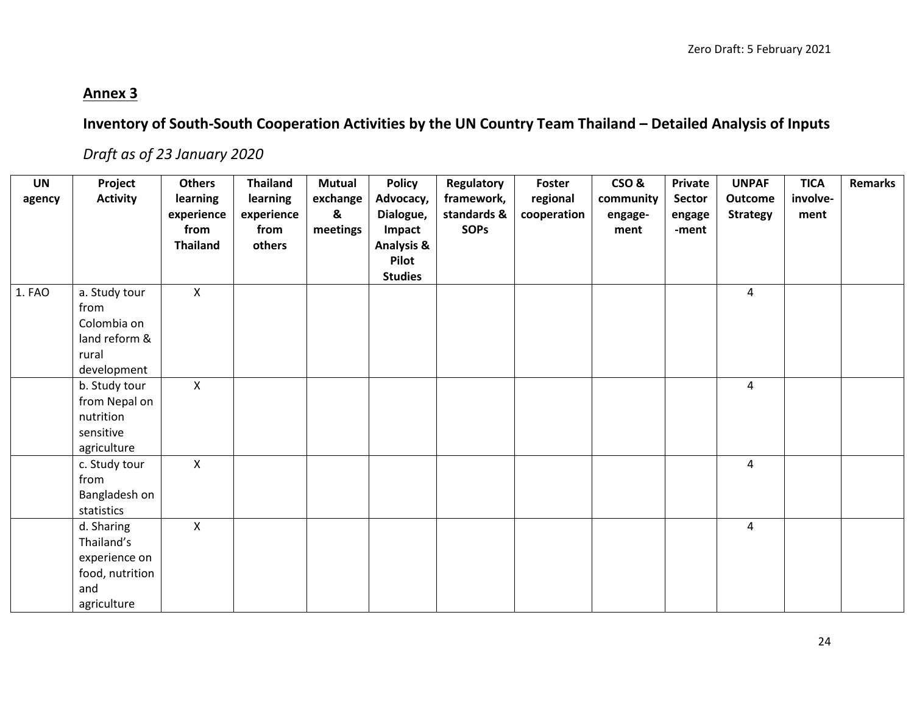## Annex 3

## Inventory of South-South Cooperation Activities by the UN Country Team Thailand – Detailed Analysis of Inputs

*Draft as of 23 January 2020*

| UN agency | Project Activity | Others learning experience from Thailand | Thailand learning experience from others | Mutual exchange & meetings | Policy Advocacy, Dialogue, Impact Analysis & Pilot Studies | Regulatory framework, standards & SOPs | Foster regional cooperation | CSO & community engage-ment | Private Sector engage -ment | UNPAF Outcome Strategy | TICA involve-ment | Remarks |
|---|---|---|---|---|---|---|---|---|---|---|---|---|
| 1. FAO | a. Study tour from Colombia on land reform & rural development | X | | | | | | | | 4 | | |
| | b. Study tour from Nepal on nutrition sensitive agriculture | X | | | | | | | | 4 | | |
| | c. Study tour from Bangladesh on statistics | X | | | | | | | | 4 | | |
| | d. Sharing Thailand's experience on food, nutrition and agriculture | X | | | | | | | | 4 | | |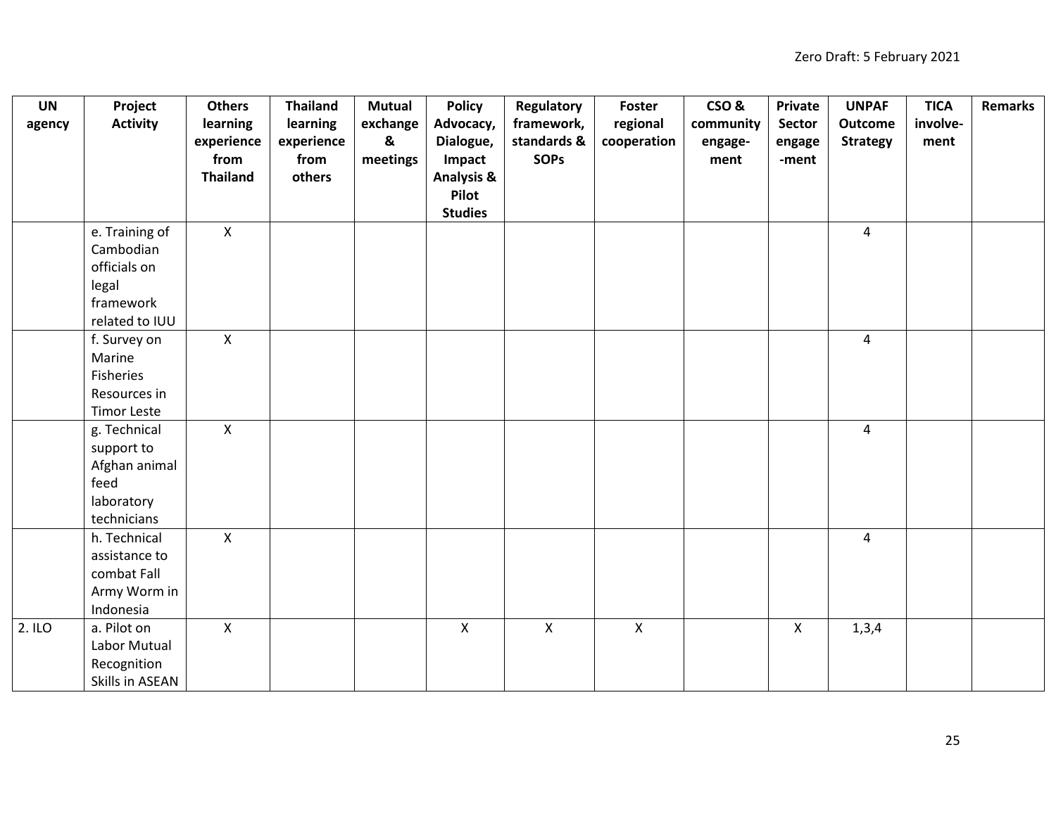| UN agency | Project Activity | Others learning experience from Thailand | Thailand learning experience from others | Mutual exchange & meetings | Policy Advocacy, Dialogue, Impact Analysis & Pilot Studies | Regulatory framework, standards & SOPs | Foster regional cooperation | CSO & community engage-ment | Private Sector engage -ment | UNPAF Outcome Strategy | TICA involve-ment | Remarks |
|---|---|---|---|---|---|---|---|---|---|---|---|---|
| | e. Training of Cambodian officials on legal framework related to IUU | X | | | | | | | | 4 | | |
| | f. Survey on Marine Fisheries Resources in Timor Leste | X | | | | | | | | 4 | | |
| | g. Technical support to Afghan animal feed laboratory technicians | X | | | | | | | | 4 | | |
| | h. Technical assistance to combat Fall Army Worm in Indonesia | X | | | | | | | | 4 | | |
| 2. ILO | a. Pilot on Labor Mutual Recognition Skills in ASEAN | X | | | X | X | X | | X | 1,3,4 | | |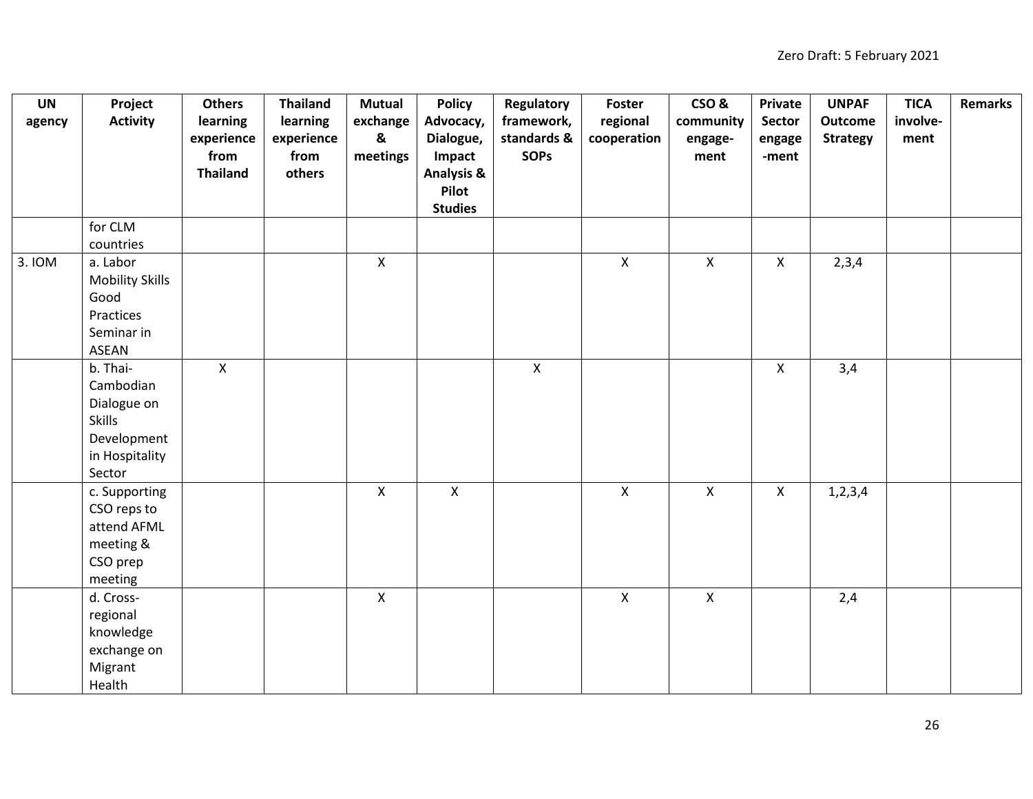| UN agency | Project Activity | Others learning experience from Thailand | Thailand learning experience from others | Mutual exchange & meetings | Policy Advocacy, Dialogue, Impact Analysis & Pilot Studies | Regulatory framework, standards & SOPs | Foster regional cooperation | CSO & community engage-ment | Private Sector engage -ment | UNPAF Outcome Strategy | TICA involve-ment | Remarks |
|---|---|---|---|---|---|---|---|---|---|---|---|---|
| | for CLM countries | | | | | | | | | | | |
| 3. IOM | a. Labor Mobility Skills Good Practices Seminar in ASEAN | | | X | | | X | X | X | 2,3,4 | | |
| | b. Thai-Cambodian Dialogue on Skills Development in Hospitality Sector | X | | | | X | | | X | 3,4 | | |
| | c. Supporting CSO reps to attend AFML meeting & CSO prep meeting | | | X | X | | X | X | X | 1,2,3,4 | | |
| | d. Cross-regional knowledge exchange on Migrant Health | | | X | | | X | X | | 2,4 | | |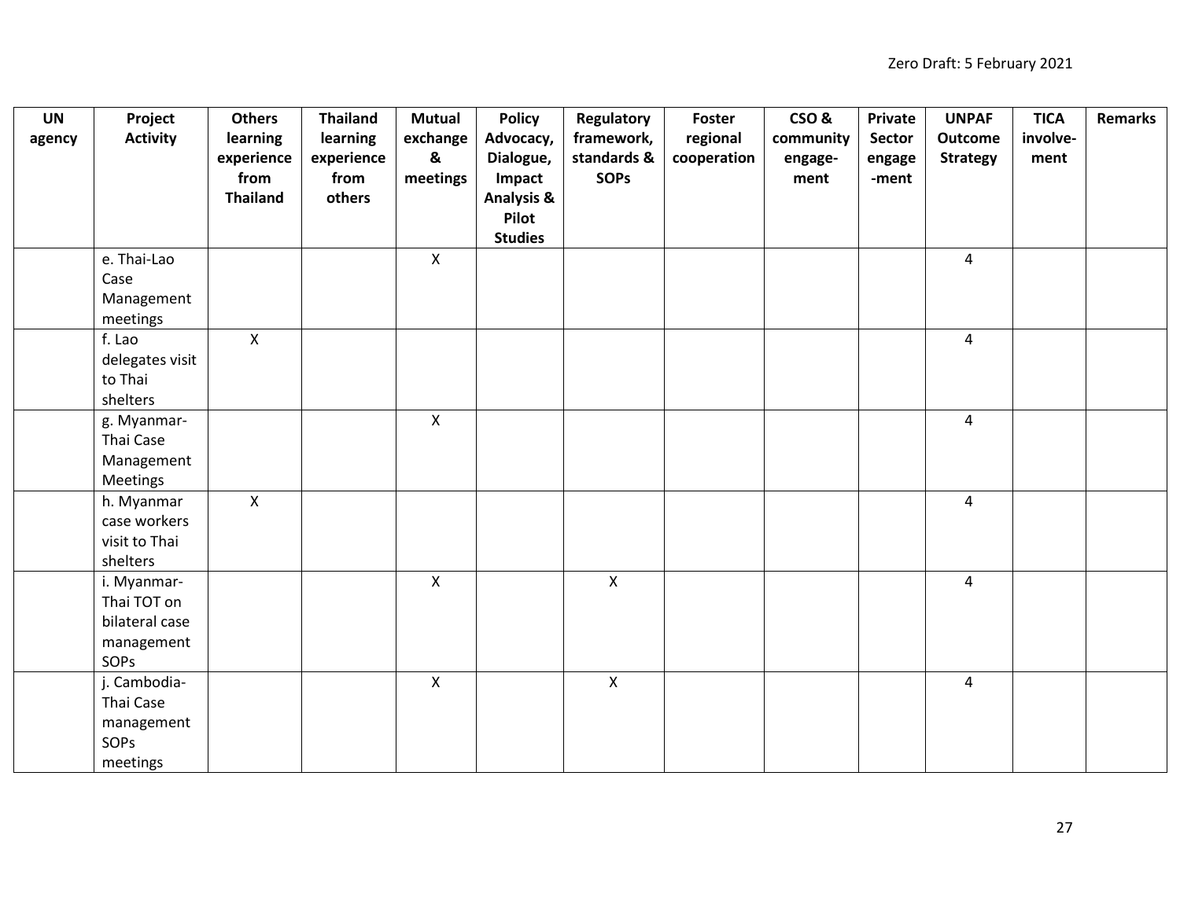| UN agency | Project Activity | Others learning experience from Thailand | Thailand learning experience from others | Mutual exchange & meetings | Policy Advocacy, Dialogue, Impact Analysis & Pilot Studies | Regulatory framework, standards & SOPs | Foster regional cooperation | CSO & community engage-ment | Private Sector engage -ment | UNPAF Outcome Strategy | TICA involve-ment | Remarks |
|---|---|---|---|---|---|---|---|---|---|---|---|---|
| | e. Thai-Lao Case Management meetings | | | X | | | | | | 4 | | |
| | f. Lao delegates visit to Thai shelters | X | | | | | | | | 4 | | |
| | g. Myanmar-Thai Case Management Meetings | | | X | | | | | | 4 | | |
| | h. Myanmar case workers visit to Thai shelters | X | | | | | | | | 4 | | |
| | i. Myanmar-Thai TOT on bilateral case management SOPs | | | X | | X | | | | 4 | | |
| | j. Cambodia-Thai Case management SOPs meetings | | | X | | X | | | | 4 | | |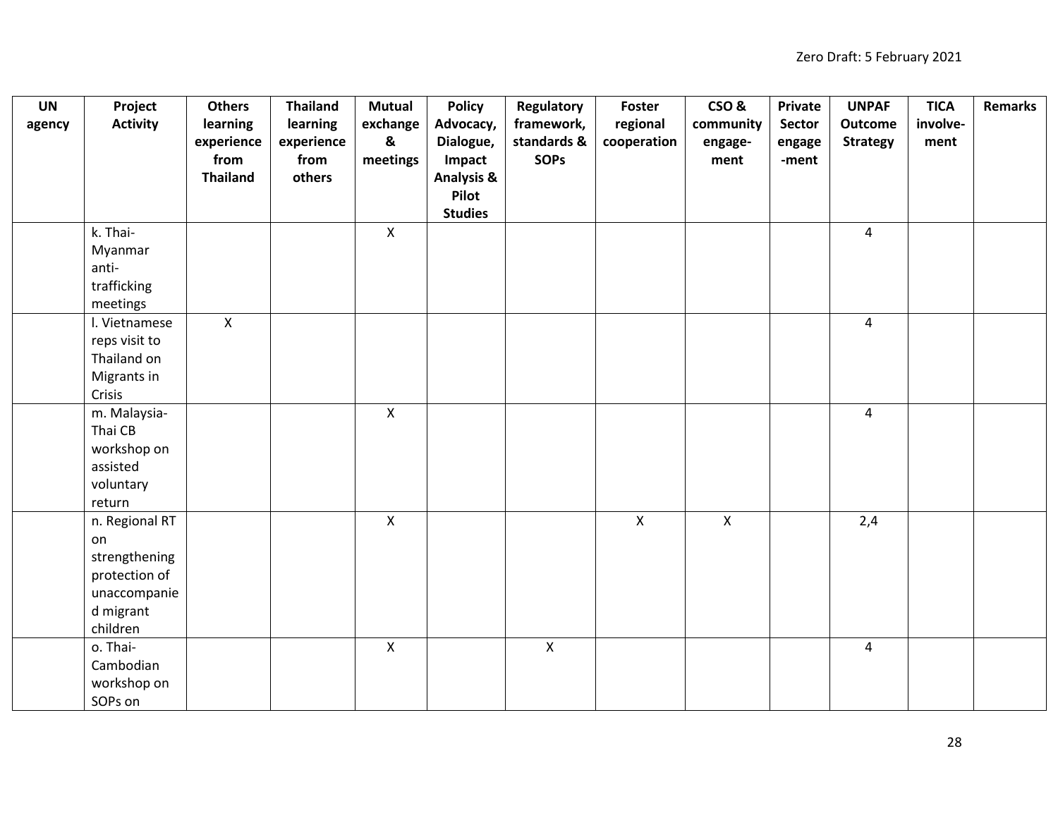| UN agency | Project Activity | Others learning experience from Thailand | Thailand learning experience from others | Mutual exchange & meetings | Policy Advocacy, Dialogue, Impact Analysis & Pilot Studies | Regulatory framework, standards & SOPs | Foster regional cooperation | CSO & community engage-ment | Private Sector engage -ment | UNPAF Outcome Strategy | TICA involve-ment | Remarks |
|---|---|---|---|---|---|---|---|---|---|---|---|---|
| | k. Thai-Myanmar anti-trafficking meetings | | | X | | | | | | 4 | | |
| | l. Vietnamese reps visit to Thailand on Migrants in Crisis | X | | | | | | | | 4 | | |
| | m. Malaysia-Thai CB workshop on assisted voluntary return | | | X | | | | | | 4 | | |
| | n. Regional RT on strengthening protection of unaccompanied migrant children | | | X | | | X | X | | 2,4 | | |
| | o. Thai-Cambodian workshop on SOPs on | | | X | | X | | | | 4 | | |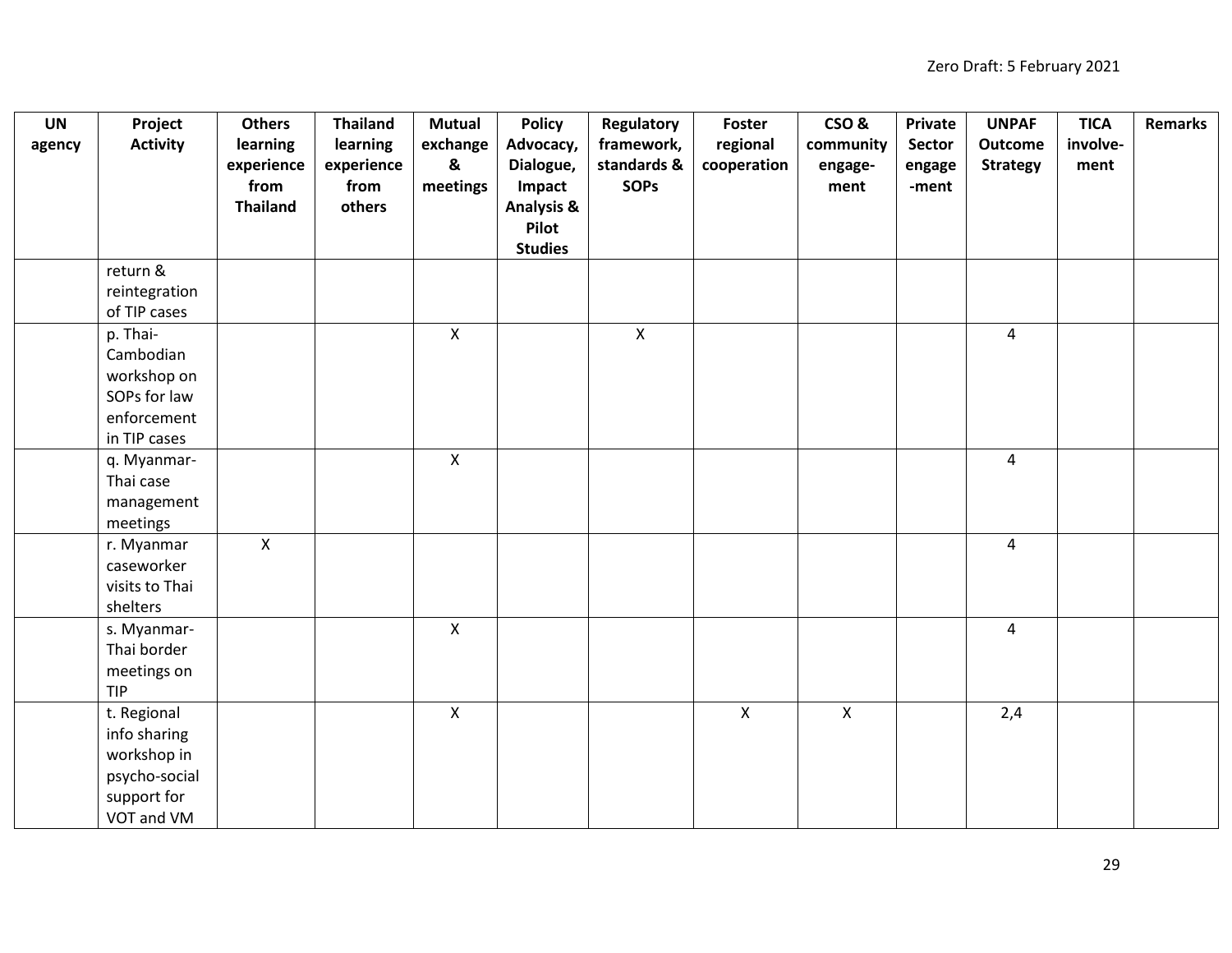| UN agency | Project Activity | Others learning experience from Thailand | Thailand learning experience from others | Mutual exchange & meetings | Policy Advocacy, Dialogue, Impact Analysis & Pilot Studies | Regulatory framework, standards & SOPs | Foster regional cooperation | CSO & community engage-ment | Private Sector engage -ment | UNPAF Outcome Strategy | TICA involve-ment | Remarks |
|---|---|---|---|---|---|---|---|---|---|---|---|---|
| | return & reintegration of TIP cases | | | | | | | | | | | |
| | p. Thai-Cambodian workshop on SOPs for law enforcement in TIP cases | | | X | | X | | | | 4 | | |
| | q. Myanmar-Thai case management meetings | | | X | | | | | | 4 | | |
| | r. Myanmar caseworker visits to Thai shelters | X | | | | | | | | 4 | | |
| | s. Myanmar-Thai border meetings on TIP | | | X | | | | | | 4 | | |
| | t. Regional info sharing workshop in psycho-social support for VOT and VM | | | X | | | X | X | | 2,4 | | |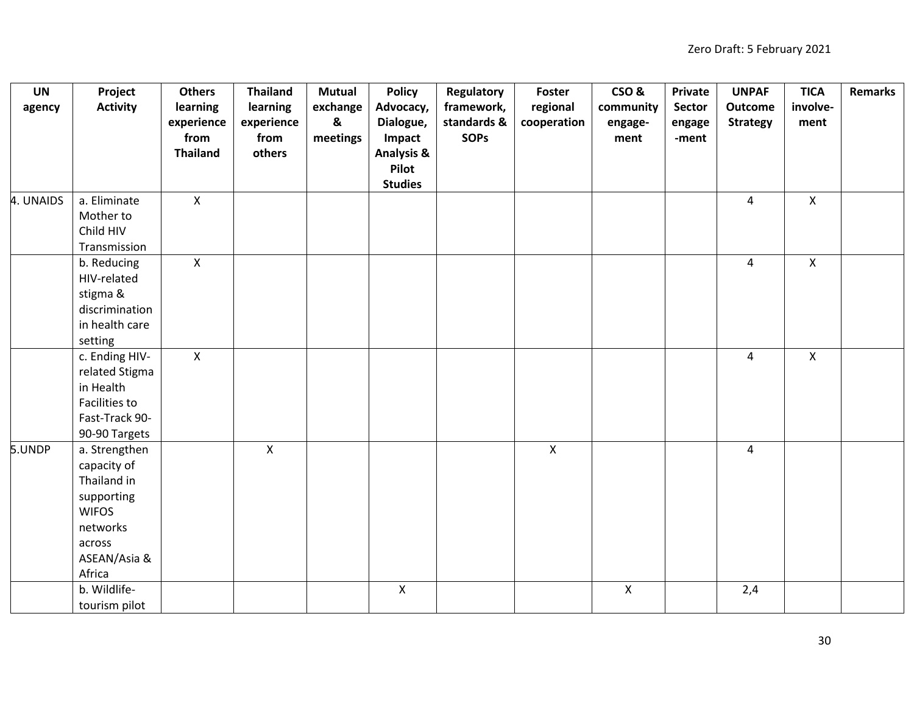| UN agency | Project Activity | Others learning experience from Thailand | Thailand learning experience from others | Mutual exchange & meetings | Policy Advocacy, Dialogue, Impact Analysis & Pilot Studies | Regulatory framework, standards & SOPs | Foster regional cooperation | CSO & community engage-ment | Private Sector engage -ment | UNPAF Outcome Strategy | TICA involve-ment | Remarks |
|---|---|---|---|---|---|---|---|---|---|---|---|---|
| 4. UNAIDS | a. Eliminate Mother to Child HIV Transmission | X | | | | | | | | 4 | X | |
| | b. Reducing HIV-related stigma & discrimination in health care setting | X | | | | | | | | 4 | X | |
| | c. Ending HIV-related Stigma in Health Facilities to Fast-Track 90-90-90 Targets | X | | | | | | | | 4 | X | |
| 5.UNDP | a. Strengthen capacity of Thailand in supporting WIFOS networks across ASEAN/Asia & Africa | | X | | | | X | | | 4 | | |
| | b. Wildlife-tourism pilot | | | | X | | | X | | 2,4 | | |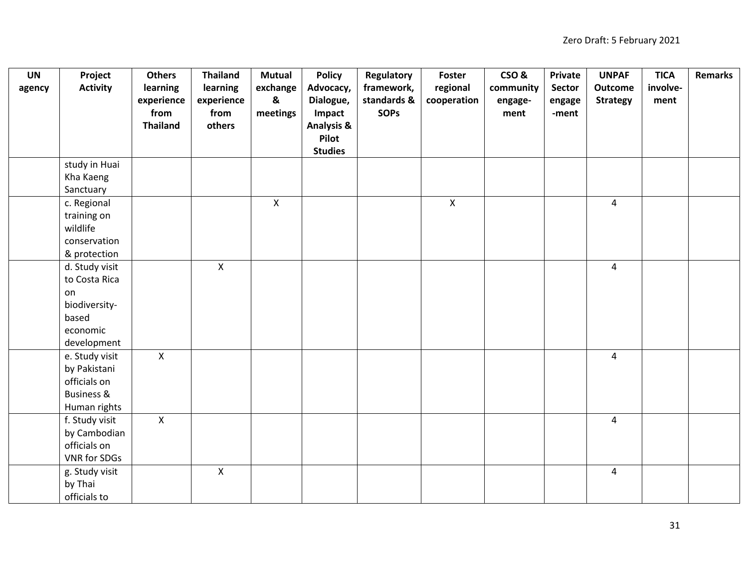| UN agency | Project Activity | Others learning experience from Thailand | Thailand learning experience from others | Mutual exchange & meetings | Policy Advocacy, Dialogue, Impact Analysis & Pilot Studies | Regulatory framework, standards & SOPs | Foster regional cooperation | CSO & community engage-ment | Private Sector engage -ment | UNPAF Outcome Strategy | TICA involve-ment | Remarks |
|---|---|---|---|---|---|---|---|---|---|---|---|---|
| | study in Huai Kha Kaeng Sanctuary | | | | | | | | | | | |
| | c. Regional training on wildlife conservation & protection | | | X | | | X | | | 4 | | |
| | d. Study visit to Costa Rica on biodiversity-based economic development | | X | | | | | | | 4 | | |
| | e. Study visit by Pakistani officials on Business & Human rights | X | | | | | | | | 4 | | |
| | f. Study visit by Cambodian officials on VNR for SDGs | X | | | | | | | | 4 | | |
| | g. Study visit by Thai officials to | | X | | | | | | | 4 | | |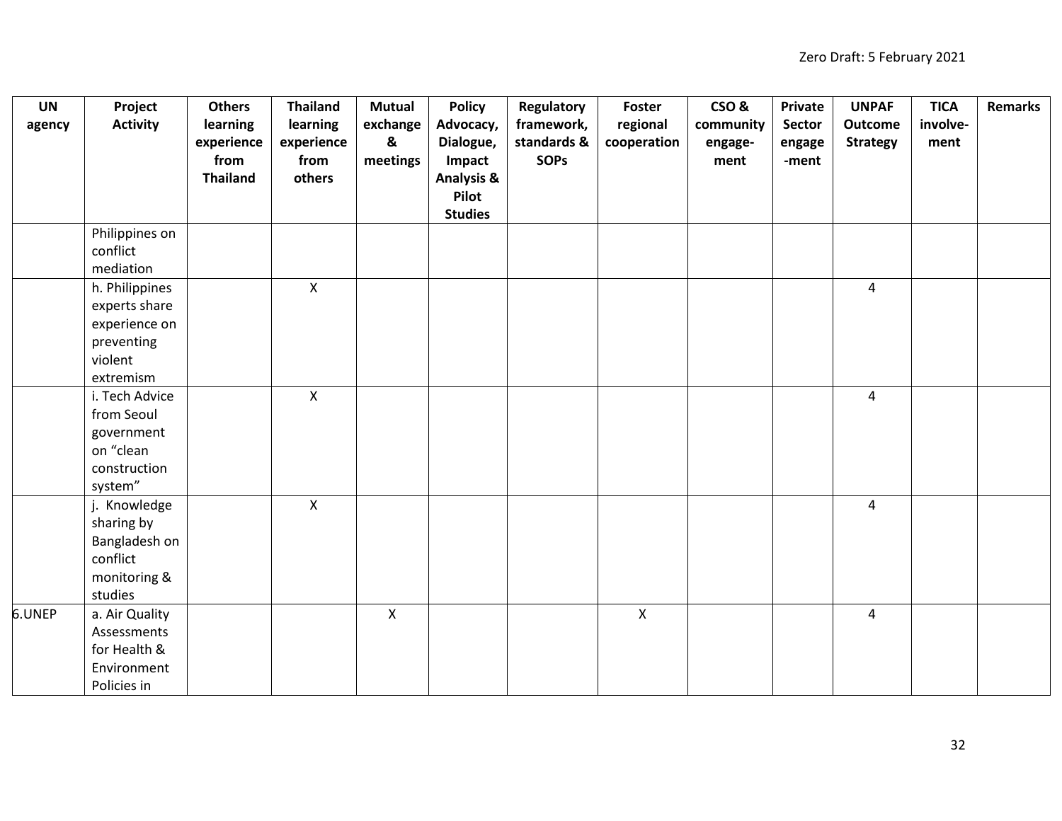| UN agency | Project Activity | Others learning experience from Thailand | Thailand learning experience from others | Mutual exchange & meetings | Policy Advocacy, Dialogue, Impact Analysis & Pilot Studies | Regulatory framework, standards & SOPs | Foster regional cooperation | CSO & community engage-ment | Private Sector engage -ment | UNPAF Outcome Strategy | TICA involve-ment | Remarks |
|---|---|---|---|---|---|---|---|---|---|---|---|---|
| | Philippines on conflict mediation | | | | | | | | | | | |
| | h. Philippines experts share experience on preventing violent extremism | | X | | | | | | | 4 | | |
| | i. Tech Advice from Seoul government on "clean construction system" | | X | | | | | | | 4 | | |
| | j. Knowledge sharing by Bangladesh on conflict monitoring & studies | | X | | | | | | | 4 | | |
| 6.UNEP | a. Air Quality Assessments for Health & Environment Policies in | | | X | | | X | | | 4 | | |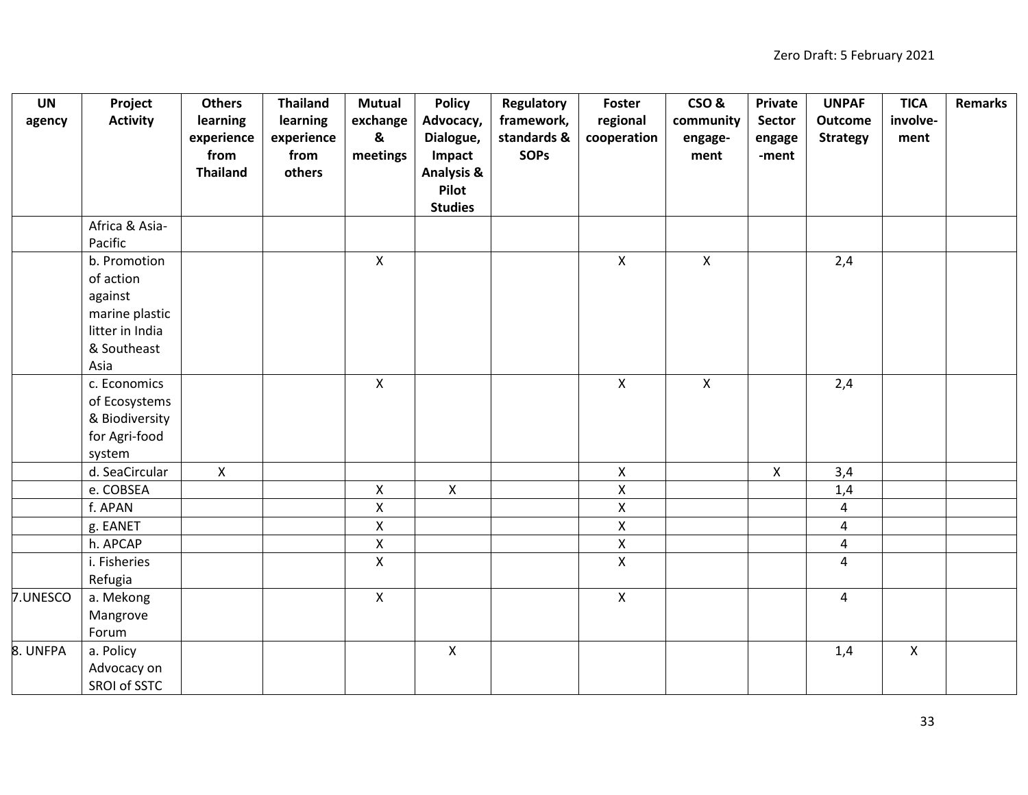| UN agency | Project Activity | Others learning experience from Thailand | Thailand learning experience from others | Mutual exchange & meetings | Policy Advocacy, Dialogue, Impact Analysis & Pilot Studies | Regulatory framework, standards & SOPs | Foster regional cooperation | CSO & community engage-ment | Private Sector engage -ment | UNPAF Outcome Strategy | TICA involve-ment | Remarks |
|---|---|---|---|---|---|---|---|---|---|---|---|---|
| | Africa & Asia-Pacific | | | | | | | | | | | |
| | b. Promotion of action against marine plastic litter in India & Southeast Asia | | | X | | | X | X | | 2,4 | | |
| | c. Economics of Ecosystems & Biodiversity for Agri-food system | | | X | | | X | X | | 2,4 | | |
| | d. SeaCircular | X | | | | | X | | X | 3,4 | | |
| | e. COBSEA | | | X | X | | X | | | 1,4 | | |
| | f. APAN | | | X | | | X | | | 4 | | |
| | g. EANET | | | X | | | X | | | 4 | | |
| | h. APCAP | | | X | | | X | | | 4 | | |
| | i. Fisheries Refugia | | | X | | | X | | | 4 | | |
| 7.UNESCO | a. Mekong Mangrove Forum | | | X | | | X | | | 4 | | |
| 8. UNFPA | a. Policy Advocacy on SROI of SSTC | | | | X | | | | | 1,4 | X | |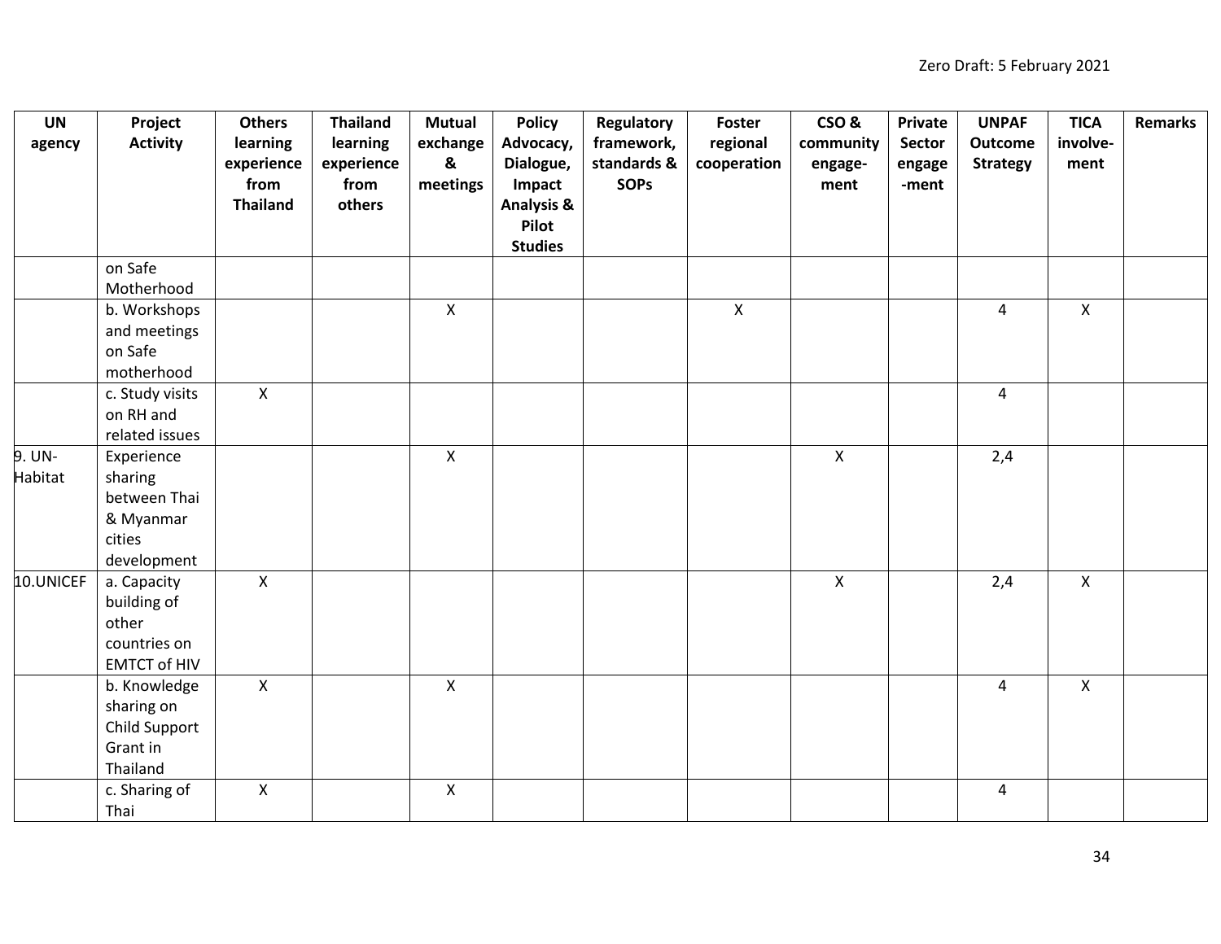| UN agency | Project Activity | Others learning experience from Thailand | Thailand learning experience from others | Mutual exchange & meetings | Policy Advocacy, Dialogue, Impact Analysis & Pilot Studies | Regulatory framework, standards & SOPs | Foster regional cooperation | CSO & community engage-ment | Private Sector engage -ment | UNPAF Outcome Strategy | TICA involve-ment | Remarks |
|---|---|---|---|---|---|---|---|---|---|---|---|---|
| | on Safe Motherhood | | | | | | | | | | | |
| | b. Workshops and meetings on Safe motherhood | | | X | | | X | | | 4 | X | |
| | c. Study visits on RH and related issues | X | | | | | | | | 4 | | |
| 9. UN-Habitat | Experience sharing between Thai & Myanmar cities development | | | X | | | | X | | 2,4 | | |
| 10.UNICEF | a. Capacity building of other countries on EMTCT of HIV | X | | | | | | X | | 2,4 | X | |
| | b. Knowledge sharing on Child Support Grant in Thailand | X | | X | | | | | | 4 | X | |
| | c. Sharing of Thai | X | | X | | | | | | 4 | | |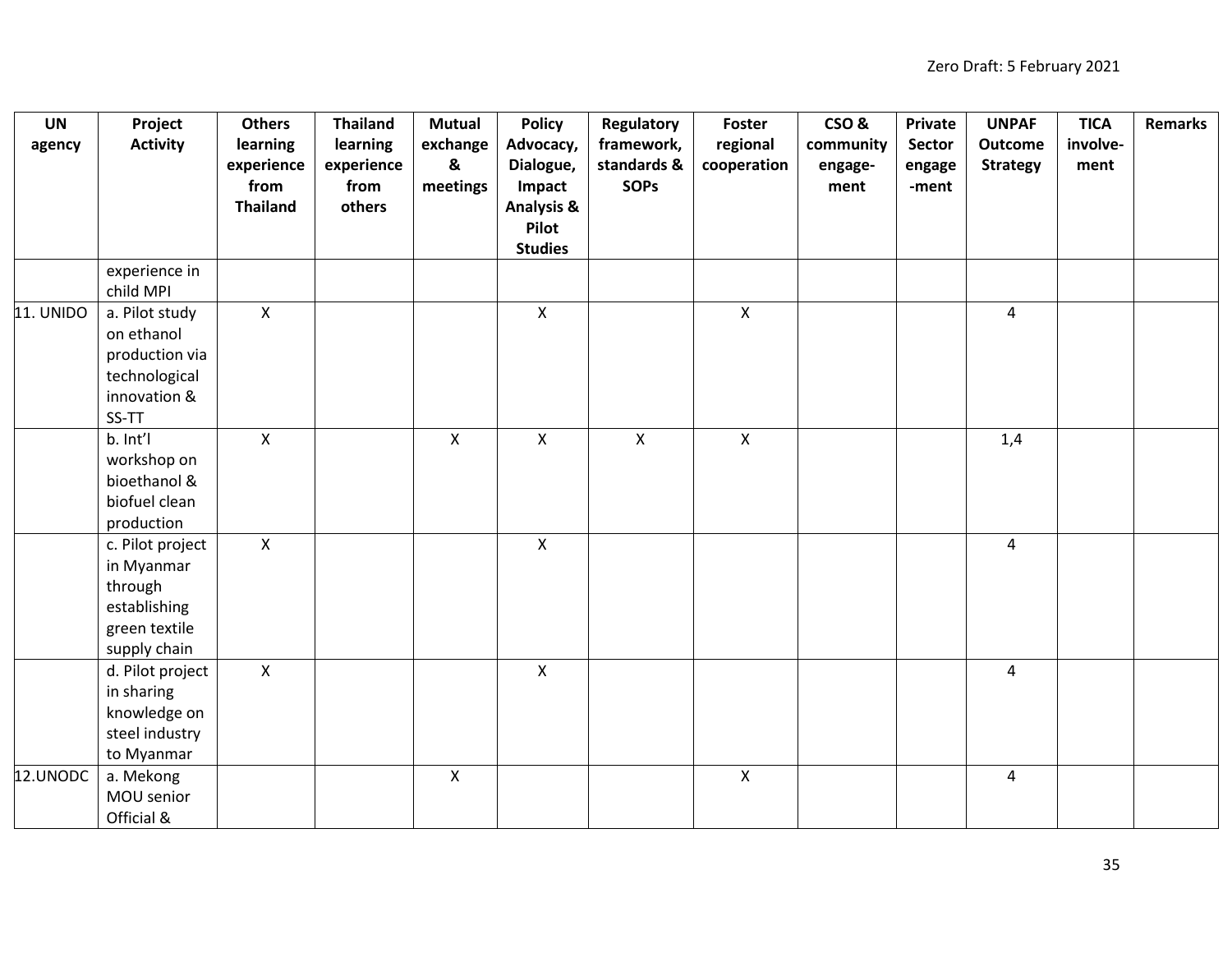| UN agency | Project Activity | Others learning experience from Thailand | Thailand learning experience from others | Mutual exchange & meetings | Policy Advocacy, Dialogue, Impact Analysis & Pilot Studies | Regulatory framework, standards & SOPs | Foster regional cooperation | CSO & community engage-ment | Private Sector engage -ment | UNPAF Outcome Strategy | TICA involve-ment | Remarks |
|---|---|---|---|---|---|---|---|---|---|---|---|---|
| | experience in child MPI | | | | | | | | | | | |
| 11. UNIDO | a. Pilot study on ethanol production via technological innovation & SS-TT | X | | | X | | X | | | 4 | | |
| | b. Int'l workshop on bioethanol & biofuel clean production | X | | X | X | X | X | | | 1,4 | | |
| | c. Pilot project in Myanmar through establishing green textile supply chain | X | | | X | | | | | 4 | | |
| | d. Pilot project in sharing knowledge on steel industry to Myanmar | X | | | X | | | | | 4 | | |
| 12.UNODC | a. Mekong MOU senior Official & | | | X | | | X | | | 4 | | |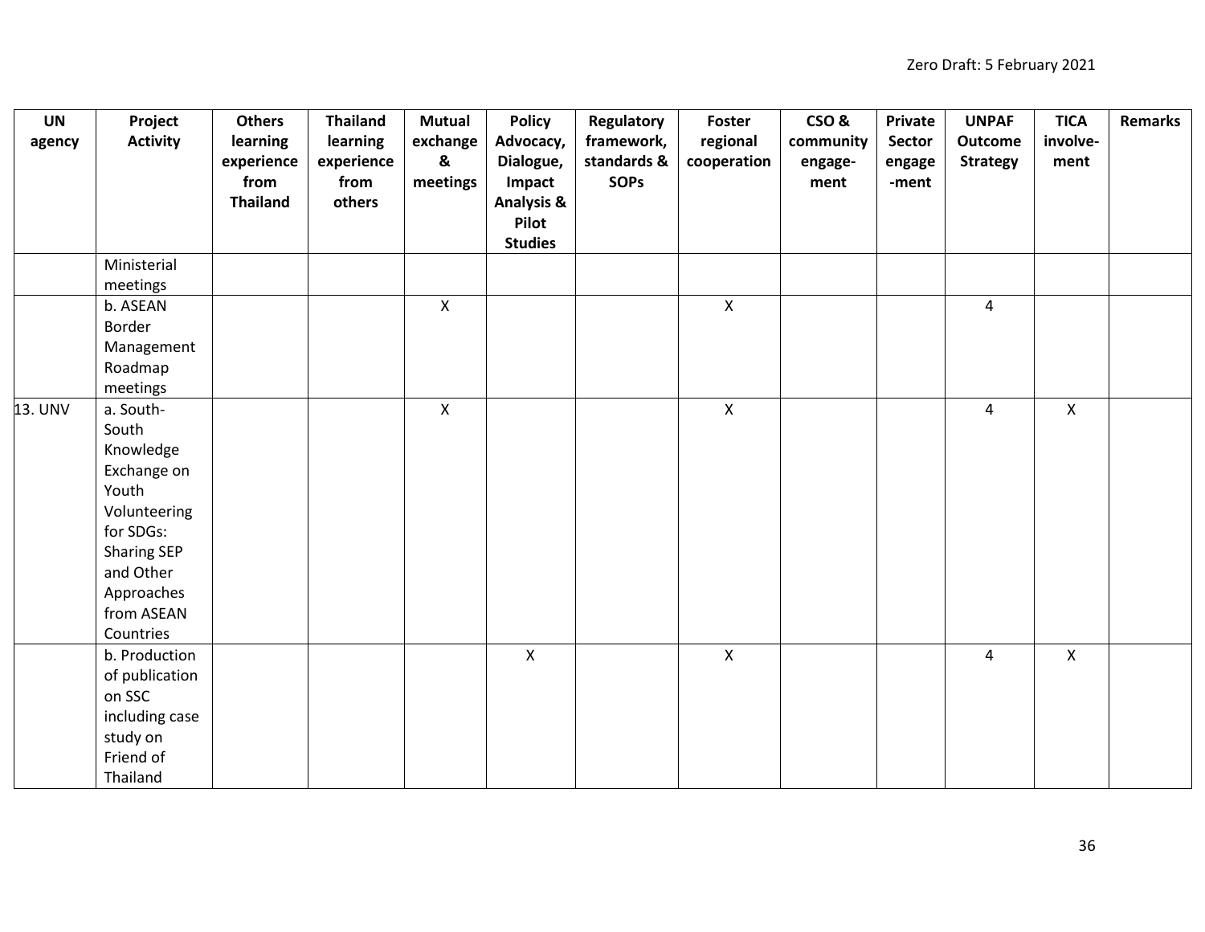| UN agency | Project Activity | Others learning experience from Thailand | Thailand learning experience from others | Mutual exchange & meetings | Policy Advocacy, Dialogue, Impact Analysis & Pilot Studies | Regulatory framework, standards & SOPs | Foster regional cooperation | CSO & community engage-ment | Private Sector engage -ment | UNPAF Outcome Strategy | TICA involve-ment | Remarks |
|---|---|---|---|---|---|---|---|---|---|---|---|---|
| | Ministerial meetings | | | | | | | | | | | |
| | b. ASEAN Border Management Roadmap meetings | | | X | | | X | | | 4 | | |
| 13. UNV | a. South-South Knowledge Exchange on Youth Volunteering for SDGs: Sharing SEP and Other Approaches from ASEAN Countries | | | X | | | X | | | 4 | X | |
| | b. Production of publication on SSC including case study on Friend of Thailand | | | | X | | X | | | 4 | X | |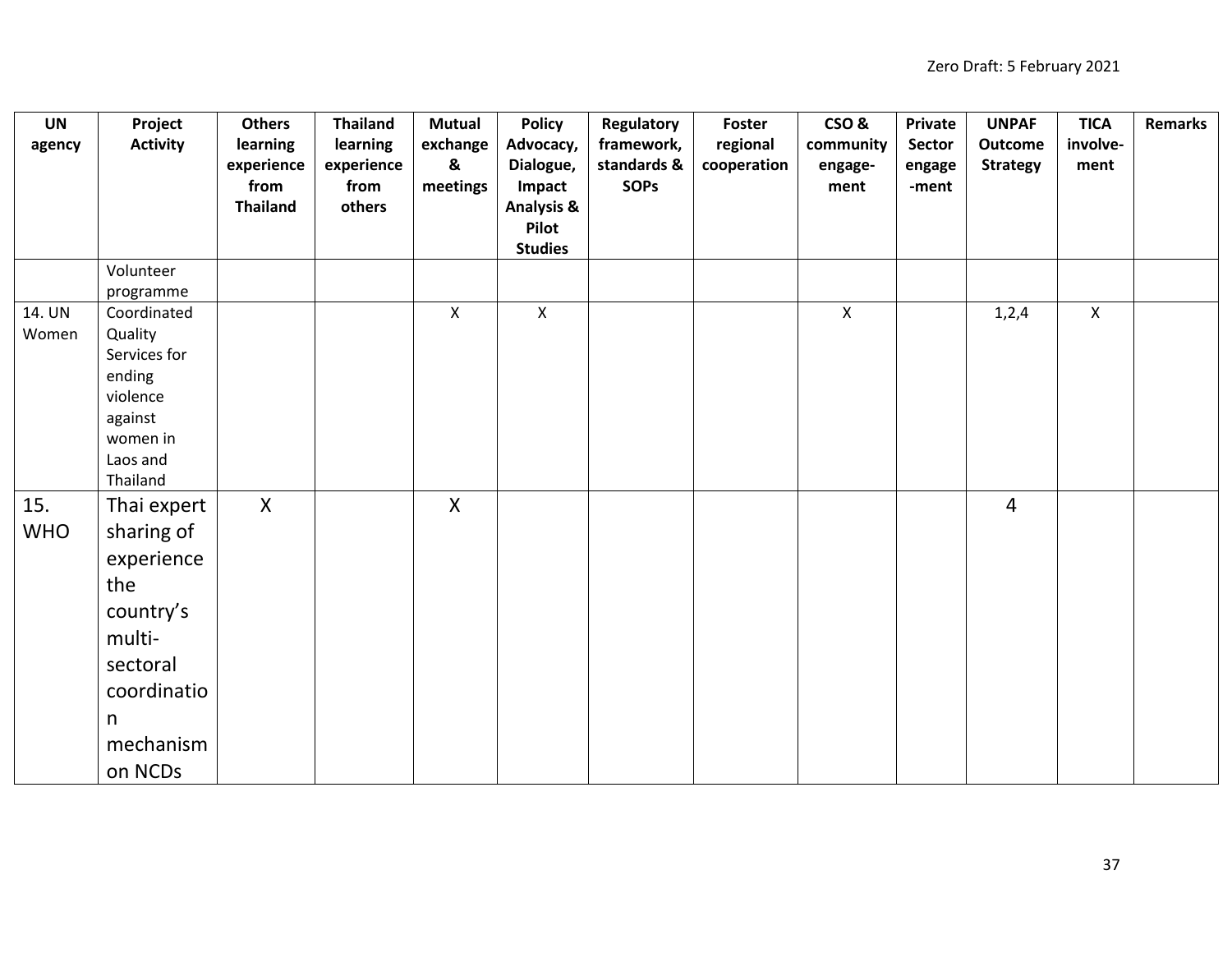| UN agency | Project Activity | Others learning experience from Thailand | Thailand learning experience from others | Mutual exchange & meetings | Policy Advocacy, Dialogue, Impact Analysis & Pilot Studies | Regulatory framework, standards & SOPs | Foster regional cooperation | CSO & community engage-ment | Private Sector engage -ment | UNPAF Outcome Strategy | TICA involve-ment | Remarks |
|---|---|---|---|---|---|---|---|---|---|---|---|---|
| | Volunteer programme | | | | | | | | | | | |
| 14. UN Women | Coordinated Quality Services for ending violence against women in Laos and Thailand | | | X | X | | | X | | 1,2,4 | X | |
| 15. WHO | Thai expert sharing of experience the country's multi-sectoral coordination mechanism on NCDs | X | | X | | | | | | 4 | | |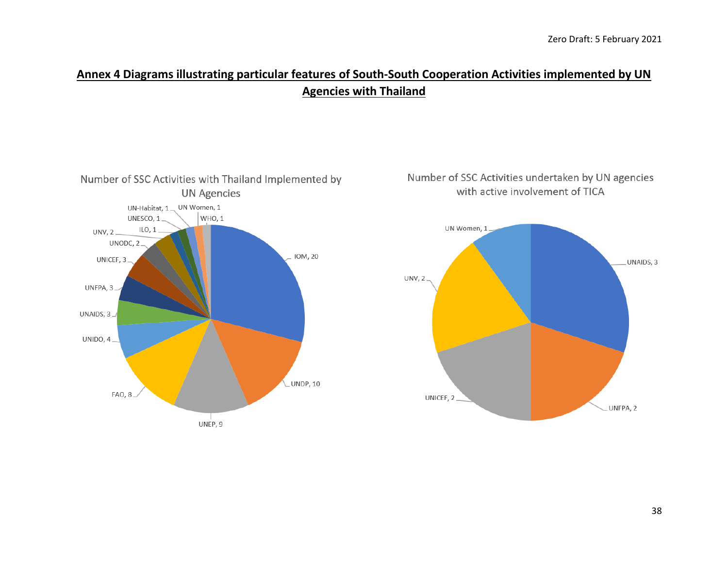## Annex 4 Diagrams illustrating particular features of South-South Cooperation Activities implemented by UN Agencies with Thailand

Number of SSC Activities with Thailand Implemented by UN Agencies

| Agency | Number |
|---|---|
| IOM | 20 |
| UNDP | 10 |
| UNEP | 9 |
| FAO | 8 |
| UNIDO | 4 |
| UNAIDS | 3 |
| UNFPA | 3 |
| UNICEF | 3 |
| UNODC | 2 |
| UNV | 2 |
| ILO | 1 |
| UNESCO | 1 |
| UN-Habitat | 1 |
| UN Women | 1 |
| WHO | 1 |

Number of SSC Activities undertaken by UN agencies with active involvement of TICA

| Agency | Number |
|---|---|
| UNAIDS | 3 |
| UNFPA | 2 |
| UNICEF | 2 |
| UNV | 2 |
| UN Women | 1 |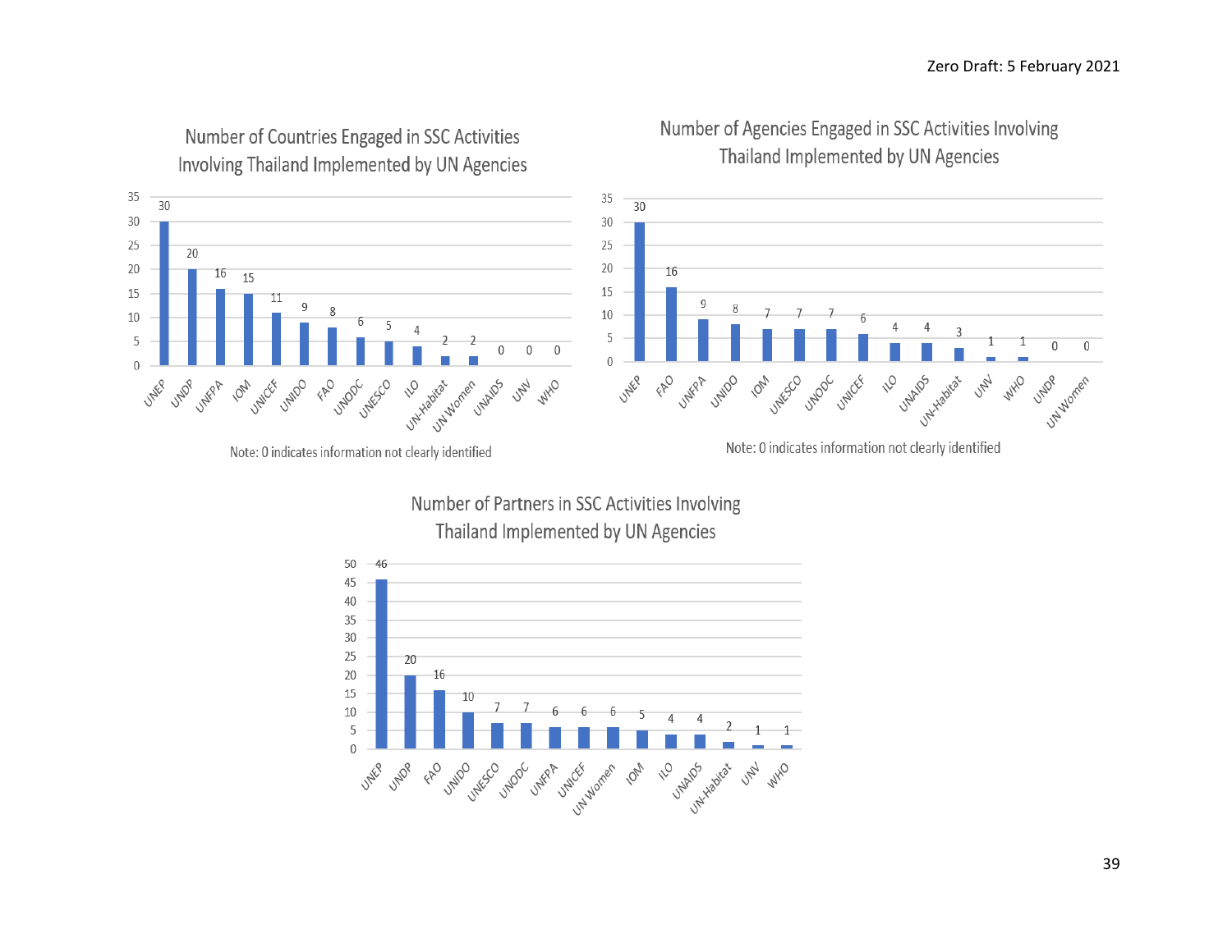Zero Draft: 5 February 2021

**Number of Countries Engaged in SSC Activities Involving Thailand Implemented by UN Agencies**

| Agency | Number |
|---|---|
| UNEP | 30 |
| UNDP | 20 |
| UNFPA | 16 |
| IOM | 15 |
| UNICEF | 11 |
| UNIDO | 9 |
| FAO | 8 |
| UNODC | 6 |
| UNESCO | 5 |
| ILO | 4 |
| UN-Habitat | 2 |
| UN Women | 2 |
| UNAIDS | 0 |
| UNV | 0 |
| WHO | 0 |

Note: 0 indicates information not clearly identified

**Number of Agencies Engaged in SSC Activities Involving Thailand Implemented by UN Agencies**

| Agency | Number |
|---|---|
| UNEP | 30 |
| FAO | 16 |
| UNFPA | 9 |
| UNIDO | 8 |
| IOM | 7 |
| UNESCO | 7 |
| UNODC | 7 |
| UNICEF | 6 |
| ILO | 4 |
| UNAIDS | 4 |
| UN-Habitat | 3 |
| UNV | 1 |
| WHO | 1 |
| UNDP | 0 |
| UN Women | 0 |

Note: 0 indicates information not clearly identified

**Number of Partners in SSC Activities Involving Thailand Implemented by UN Agencies**

| Agency | Number |
|---|---|
| UNEP | 46 |
| UNDP | 20 |
| FAO | 16 |
| UNIDO | 10 |
| UNESCO | 7 |
| UNODC | 7 |
| UNFPA | 6 |
| UNICEF | 6 |
| UN Women | 6 |
| IOM | 5 |
| ILO | 4 |
| UNAIDS | 4 |
| UN-Habitat | 2 |
| UNV | 1 |
| WHO | 1 |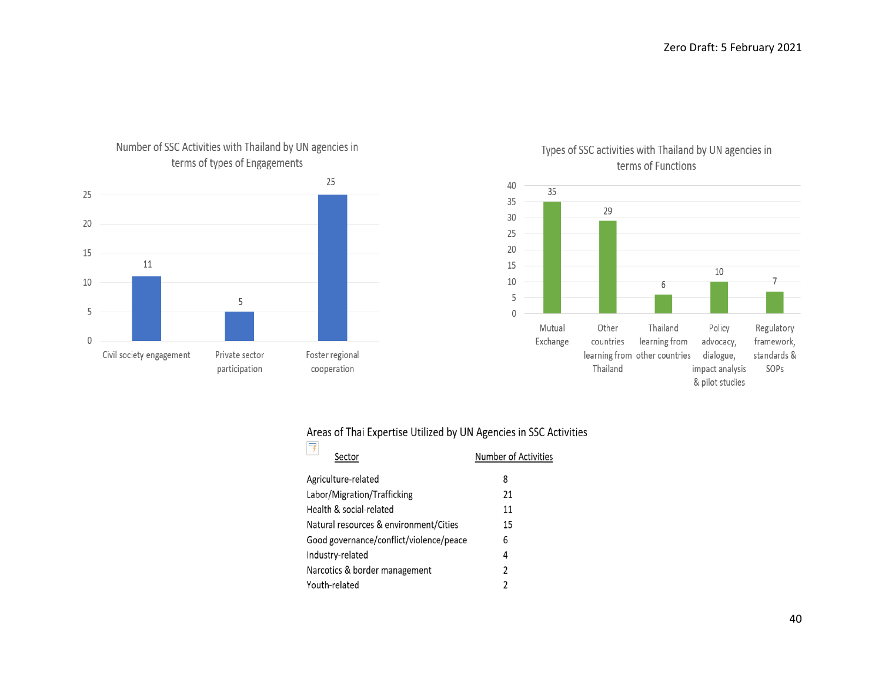Zero Draft: 5 February 2021

**Number of SSC Activities with Thailand by UN agencies in terms of types of Engagements**

| Type of Engagement | Number |
|---|---|
| Civil society engagement | 11 |
| Private sector participation | 5 |
| Foster regional cooperation | 25 |

**Types of SSC activities with Thailand by UN agencies in terms of Functions**

| Function | Number |
|---|---|
| Mutual Exchange | 35 |
| Other countries learning from Thailand | 29 |
| Thailand learning from other countries | 6 |
| Policy advocacy, dialogue, impact analysis & pilot studies | 10 |
| Regulatory framework, standards & SOPs | 7 |

**Areas of Thai Expertise Utilized by UN Agencies in SSC Activities**

| Sector | Number of Activities |
|---|---|
| Agriculture-related | 8 |
| Labor/Migration/Trafficking | 21 |
| Health & social-related | 11 |
| Natural resources & environment/Cities | 15 |
| Good governance/conflict/violence/peace | 6 |
| Industry-related | 4 |
| Narcotics & border management | 2 |
| Youth-related | 2 |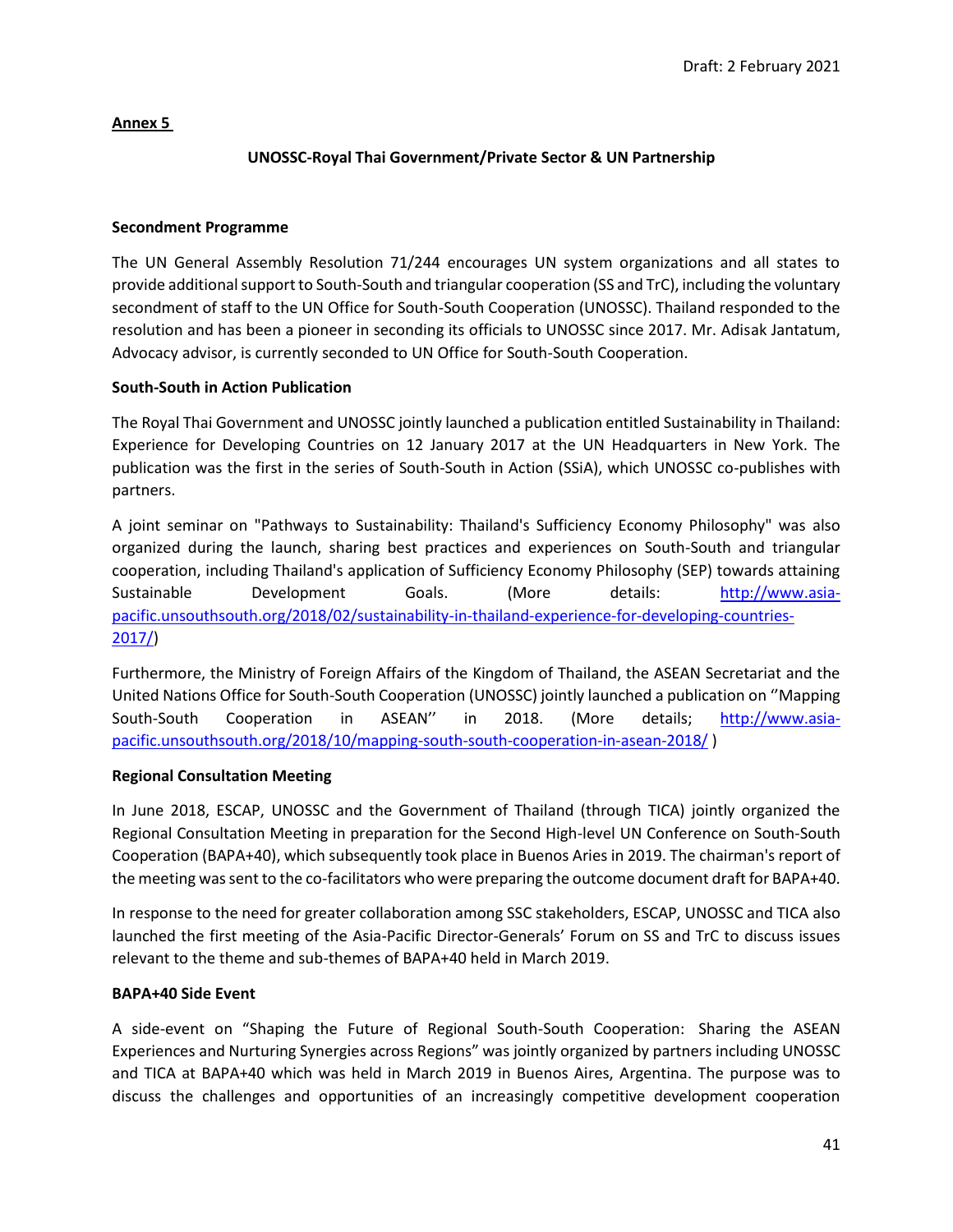**Annex 5**

**UNOSSC-Royal Thai Government/Private Sector & UN Partnership**

**Secondment Programme**

The UN General Assembly Resolution 71/244 encourages UN system organizations and all states to provide additional support to South-South and triangular cooperation (SS and TrC), including the voluntary secondment of staff to the UN Office for South-South Cooperation (UNOSSC). Thailand responded to the resolution and has been a pioneer in seconding its officials to UNOSSC since 2017. Mr. Adisak Jantatum, Advocacy advisor, is currently seconded to UN Office for South-South Cooperation.

**South-South in Action Publication**

The Royal Thai Government and UNOSSC jointly launched a publication entitled Sustainability in Thailand: Experience for Developing Countries on 12 January 2017 at the UN Headquarters in New York. The publication was the first in the series of South-South in Action (SSiA), which UNOSSC co-publishes with partners.

A joint seminar on "Pathways to Sustainability: Thailand's Sufficiency Economy Philosophy" was also organized during the launch, sharing best practices and experiences on South-South and triangular cooperation, including Thailand's application of Sufficiency Economy Philosophy (SEP) towards attaining Sustainable Development Goals. (More details: http://www.asia-pacific.unsouthsouth.org/2018/02/sustainability-in-thailand-experience-for-developing-countries-2017/)

Furthermore, the Ministry of Foreign Affairs of the Kingdom of Thailand, the ASEAN Secretariat and the United Nations Office for South-South Cooperation (UNOSSC) jointly launched a publication on ''Mapping South-South Cooperation in ASEAN'' in 2018. (More details; http://www.asia-pacific.unsouthsouth.org/2018/10/mapping-south-south-cooperation-in-asean-2018/ )

**Regional Consultation Meeting**

In June 2018, ESCAP, UNOSSC and the Government of Thailand (through TICA) jointly organized the Regional Consultation Meeting in preparation for the Second High-level UN Conference on South-South Cooperation (BAPA+40), which subsequently took place in Buenos Aries in 2019. The chairman's report of the meeting was sent to the co-facilitators who were preparing the outcome document draft for BAPA+40.

In response to the need for greater collaboration among SSC stakeholders, ESCAP, UNOSSC and TICA also launched the first meeting of the Asia-Pacific Director-Generals' Forum on SS and TrC to discuss issues relevant to the theme and sub-themes of BAPA+40 held in March 2019.

**BAPA+40 Side Event**

A side-event on "Shaping the Future of Regional South-South Cooperation: Sharing the ASEAN Experiences and Nurturing Synergies across Regions" was jointly organized by partners including UNOSSC and TICA at BAPA+40 which was held in March 2019 in Buenos Aires, Argentina. The purpose was to discuss the challenges and opportunities of an increasingly competitive development cooperation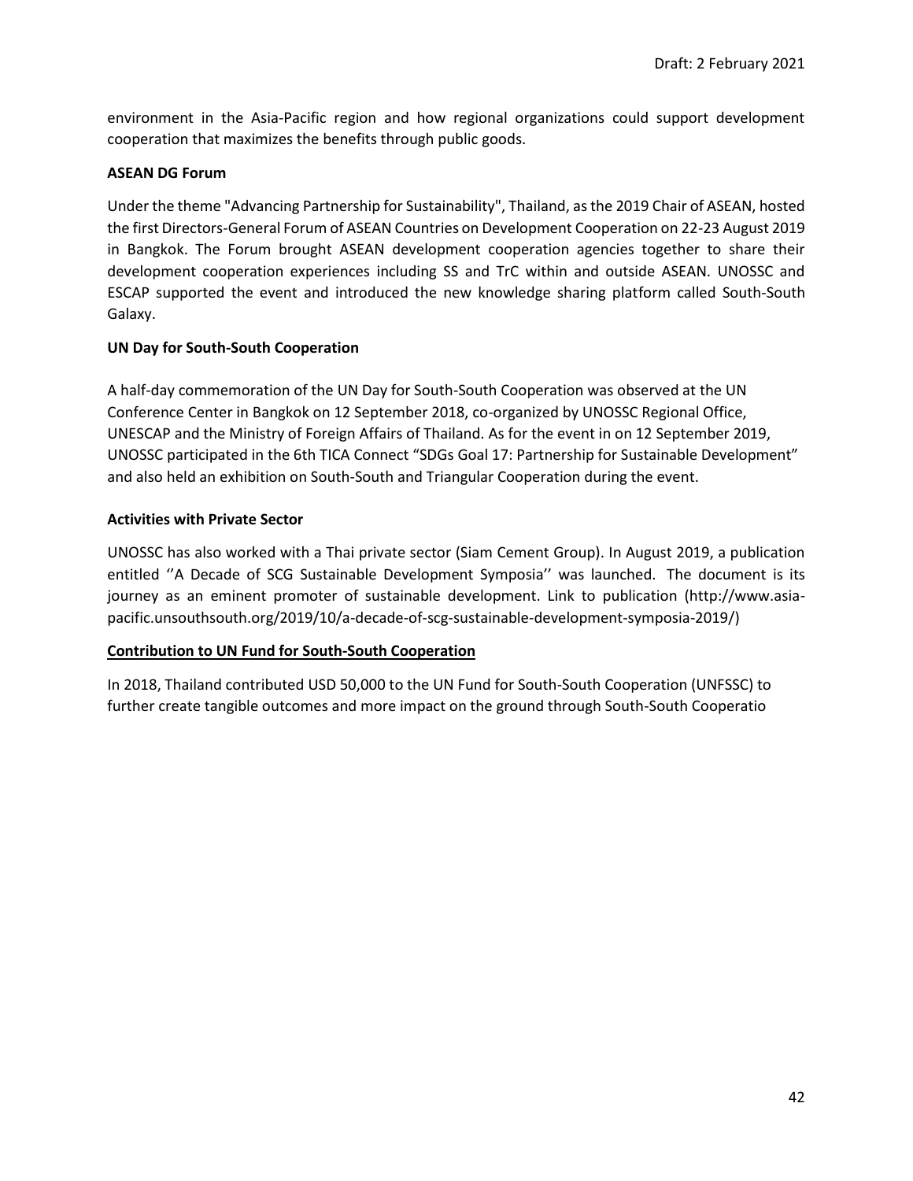environment in the Asia-Pacific region and how regional organizations could support development cooperation that maximizes the benefits through public goods.

**ASEAN DG Forum**

Under the theme "Advancing Partnership for Sustainability", Thailand, as the 2019 Chair of ASEAN, hosted the first Directors-General Forum of ASEAN Countries on Development Cooperation on 22-23 August 2019 in Bangkok. The Forum brought ASEAN development cooperation agencies together to share their development cooperation experiences including SS and TrC within and outside ASEAN. UNOSSC and ESCAP supported the event and introduced the new knowledge sharing platform called South-South Galaxy.

**UN Day for South-South Cooperation**

A half-day commemoration of the UN Day for South-South Cooperation was observed at the UN Conference Center in Bangkok on 12 September 2018, co-organized by UNOSSC Regional Office, UNESCAP and the Ministry of Foreign Affairs of Thailand. As for the event in on 12 September 2019, UNOSSC participated in the 6th TICA Connect "SDGs Goal 17: Partnership for Sustainable Development" and also held an exhibition on South-South and Triangular Cooperation during the event.

**Activities with Private Sector**

UNOSSC has also worked with a Thai private sector (Siam Cement Group). In August 2019, a publication entitled ''A Decade of SCG Sustainable Development Symposia'' was launched. The document is its journey as an eminent promoter of sustainable development. Link to publication (http://www.asia-pacific.unsouthsouth.org/2019/10/a-decade-of-scg-sustainable-development-symposia-2019/)

**Contribution to UN Fund for South-South Cooperation**

In 2018, Thailand contributed USD 50,000 to the UN Fund for South-South Cooperation (UNFSSC) to further create tangible outcomes and more impact on the ground through South-South Cooperatio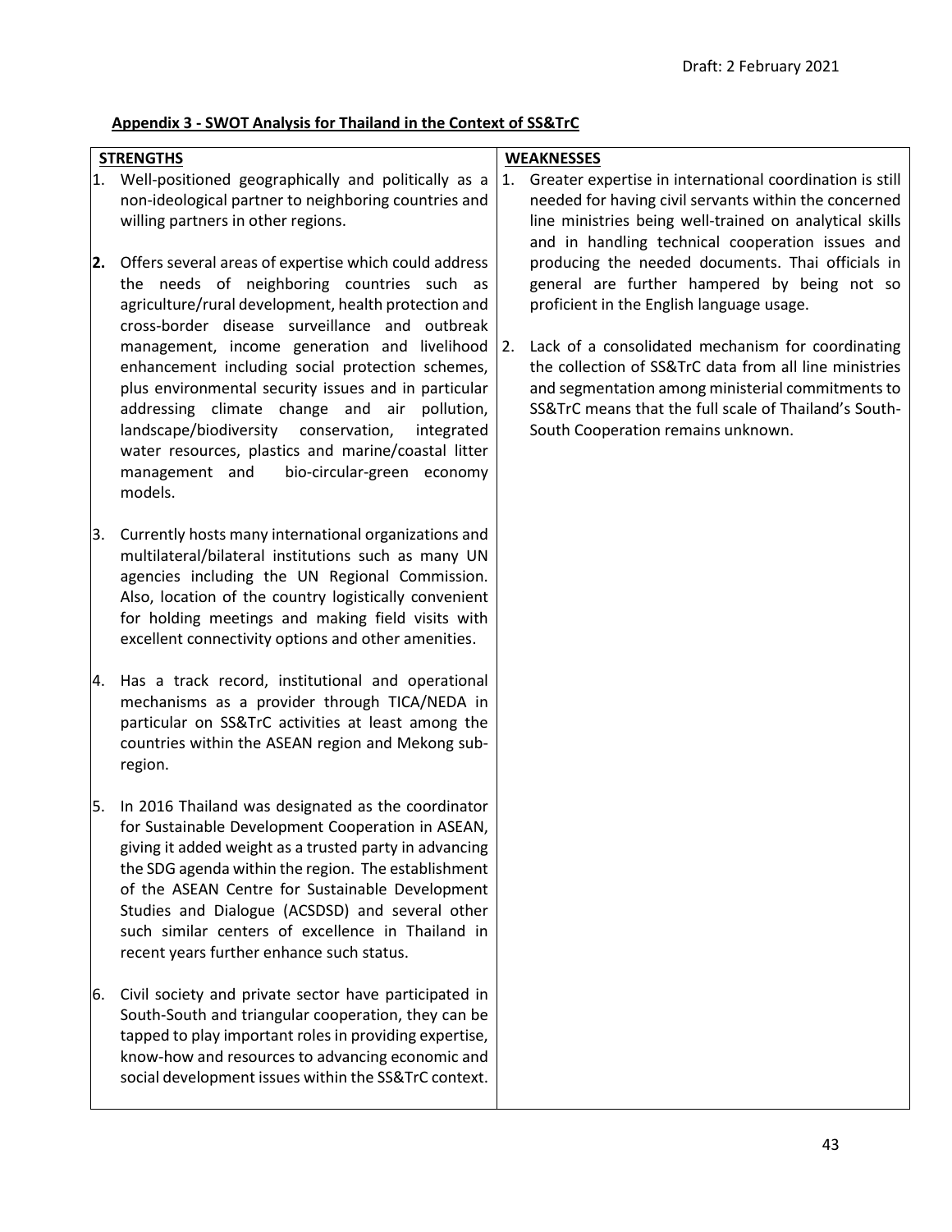**Appendix 3 - SWOT Analysis for Thailand in the Context of SS&TrC**

| STRENGTHS | WEAKNESSES |
|---|---|
| 1. Well-positioned geographically and politically as a non-ideological partner to neighboring countries and willing partners in other regions.<br><br>**2.** Offers several areas of expertise which could address the needs of neighboring countries such as agriculture/rural development, health protection and cross-border disease surveillance and outbreak management, income generation and livelihood enhancement including social protection schemes, plus environmental security issues and in particular addressing climate change and air pollution, landscape/biodiversity conservation, integrated water resources, plastics and marine/coastal litter management and bio-circular-green economy models.<br><br>3. Currently hosts many international organizations and multilateral/bilateral institutions such as many UN agencies including the UN Regional Commission. Also, location of the country logistically convenient for holding meetings and making field visits with excellent connectivity options and other amenities.<br><br>4. Has a track record, institutional and operational mechanisms as a provider through TICA/NEDA in particular on SS&TrC activities at least among the countries within the ASEAN region and Mekong sub-region.<br><br>5. In 2016 Thailand was designated as the coordinator for Sustainable Development Cooperation in ASEAN, giving it added weight as a trusted party in advancing the SDG agenda within the region. The establishment of the ASEAN Centre for Sustainable Development Studies and Dialogue (ACSDSD) and several other such similar centers of excellence in Thailand in recent years further enhance such status.<br><br>6. Civil society and private sector have participated in South-South and triangular cooperation, they can be tapped to play important roles in providing expertise, know-how and resources to advancing economic and social development issues within the SS&TrC context. | 1. Greater expertise in international coordination is still needed for having civil servants within the concerned line ministries being well-trained on analytical skills and in handling technical cooperation issues and producing the needed documents. Thai officials in general are further hampered by being not so proficient in the English language usage.<br><br>2. Lack of a consolidated mechanism for coordinating the collection of SS&TrC data from all line ministries and segmentation among ministerial commitments to SS&TrC means that the full scale of Thailand's South-South Cooperation remains unknown. |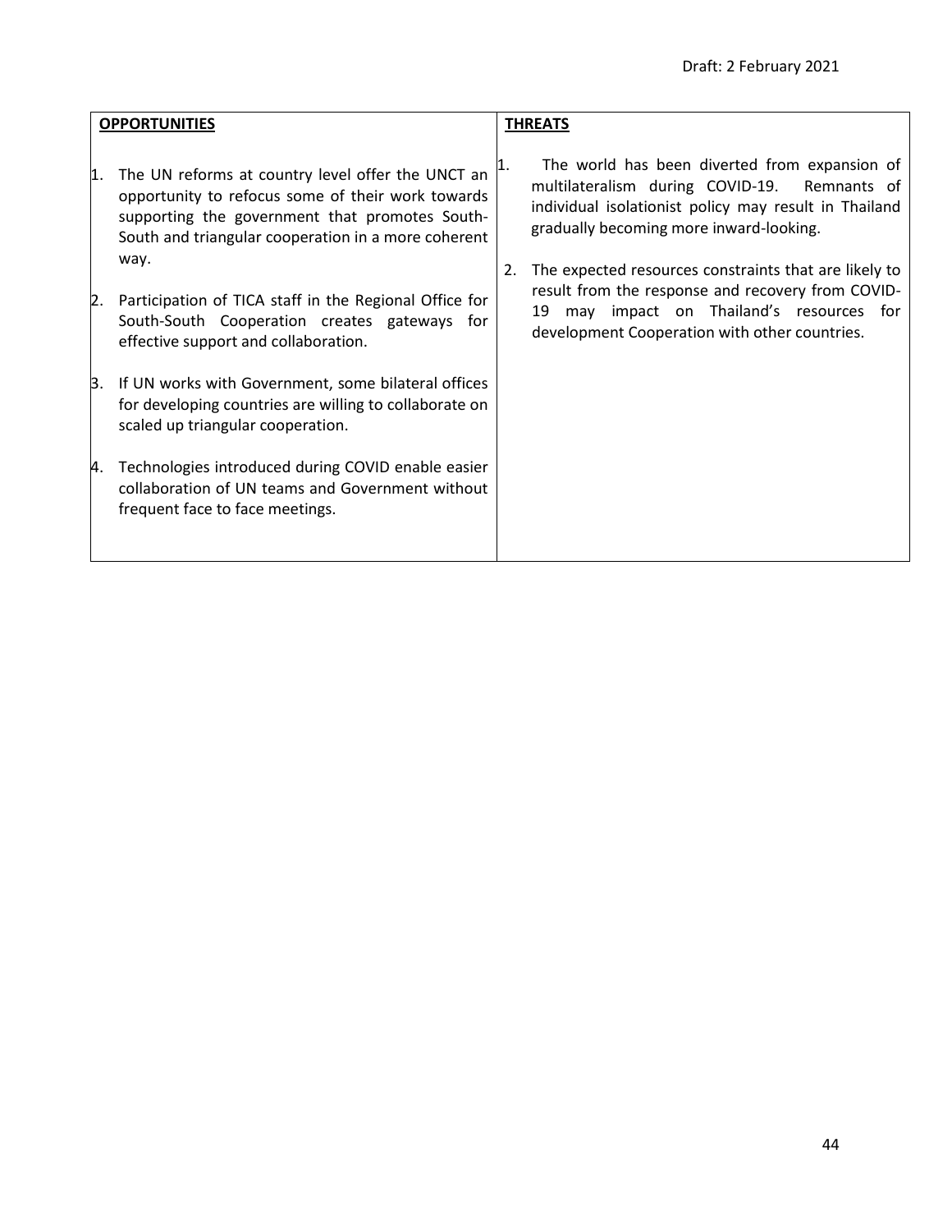| **OPPORTUNITIES** | **THREATS** |
|---|---|
| 1. The UN reforms at country level offer the UNCT an opportunity to refocus some of their work towards supporting the government that promotes South-South and triangular cooperation in a more coherent way.<br><br>2. Participation of TICA staff in the Regional Office for South-South Cooperation creates gateways for effective support and collaboration.<br><br>3. If UN works with Government, some bilateral offices for developing countries are willing to collaborate on scaled up triangular cooperation.<br><br>4. Technologies introduced during COVID enable easier collaboration of UN teams and Government without frequent face to face meetings. | 1. The world has been diverted from expansion of multilateralism during COVID-19. Remnants of individual isolationist policy may result in Thailand gradually becoming more inward-looking.<br><br>2. The expected resources constraints that are likely to result from the response and recovery from COVID-19 may impact on Thailand's resources for development Cooperation with other countries. |